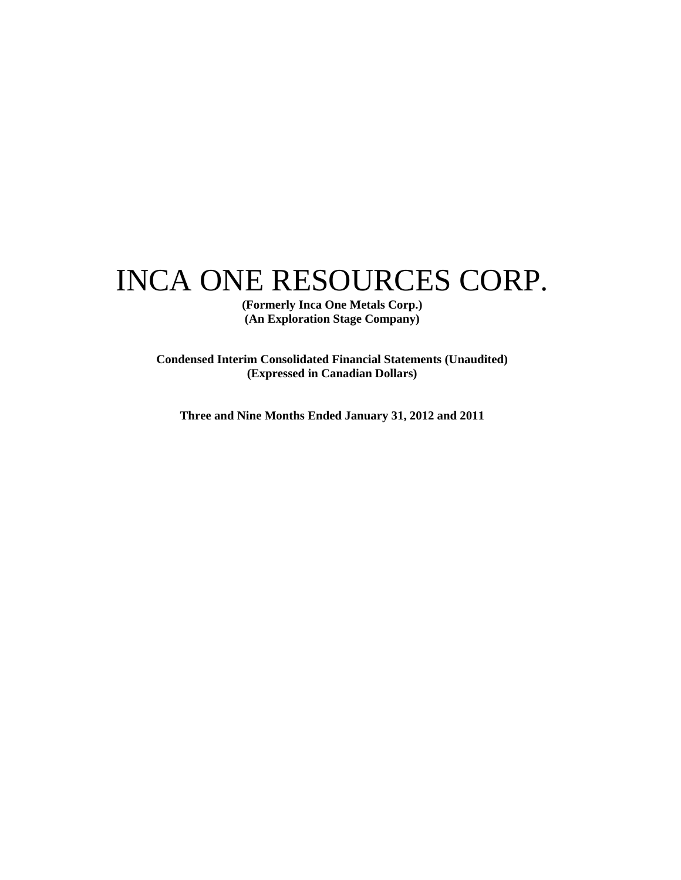# INCA ONE RESOURCES CORP.

**(Formerly Inca One Metals Corp.)**
**(An Exploration Stage Company)**

**Condensed Interim Consolidated Financial Statements (Unaudited)**
**(Expressed in Canadian Dollars)**

**Three and Nine Months Ended January 31, 2012 and 2011**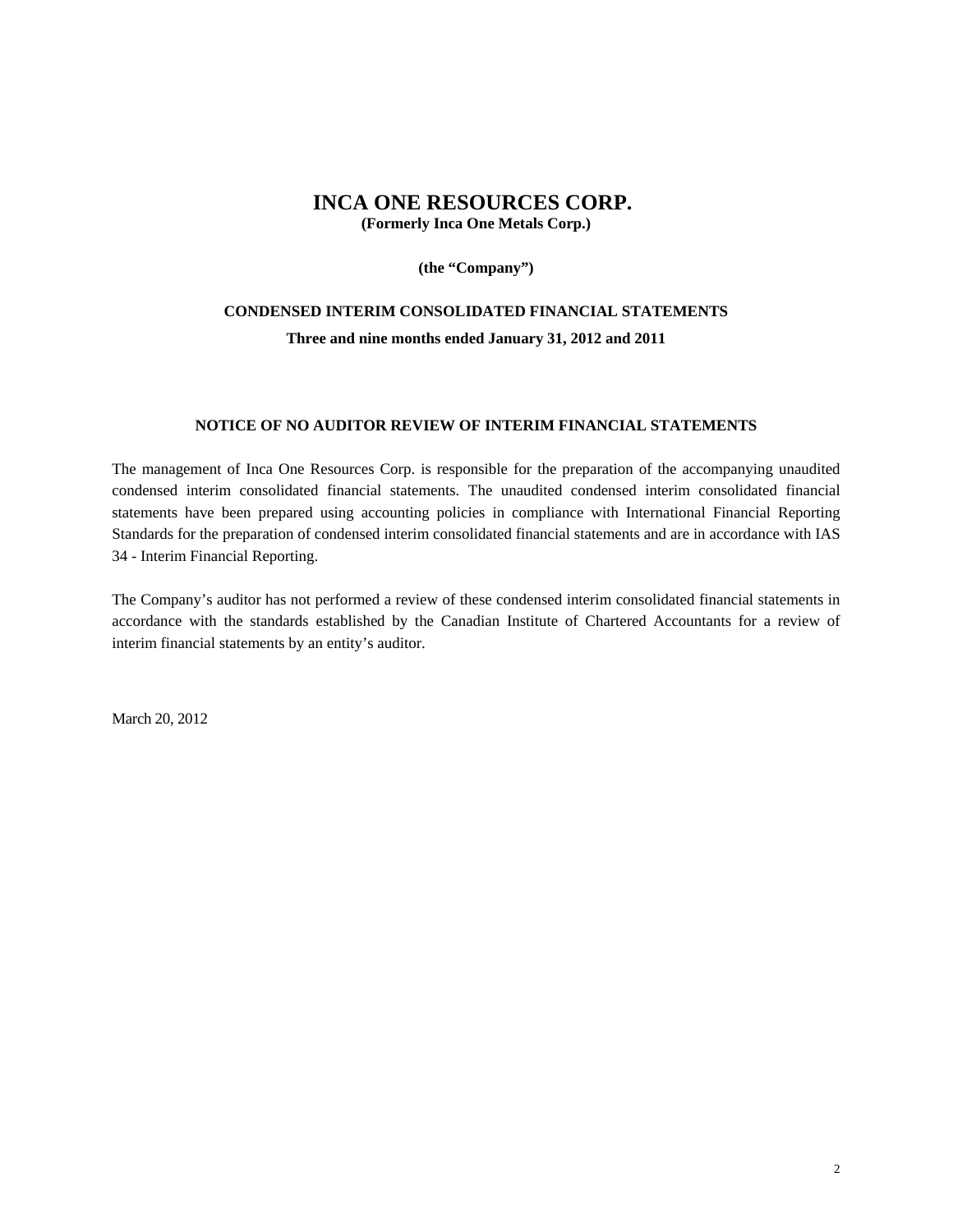# INCA ONE RESOURCES CORP.

**(Formerly Inca One Metals Corp.)**

**(the "Company")**

## CONDENSED INTERIM CONSOLIDATED FINANCIAL STATEMENTS

**Three and nine months ended January 31, 2012 and 2011**

### NOTICE OF NO AUDITOR REVIEW OF INTERIM FINANCIAL STATEMENTS

The management of Inca One Resources Corp. is responsible for the preparation of the accompanying unaudited condensed interim consolidated financial statements. The unaudited condensed interim consolidated financial statements have been prepared using accounting policies in compliance with International Financial Reporting Standards for the preparation of condensed interim consolidated financial statements and are in accordance with IAS 34 - Interim Financial Reporting.

The Company's auditor has not performed a review of these condensed interim consolidated financial statements in accordance with the standards established by the Canadian Institute of Chartered Accountants for a review of interim financial statements by an entity's auditor.

March 20, 2012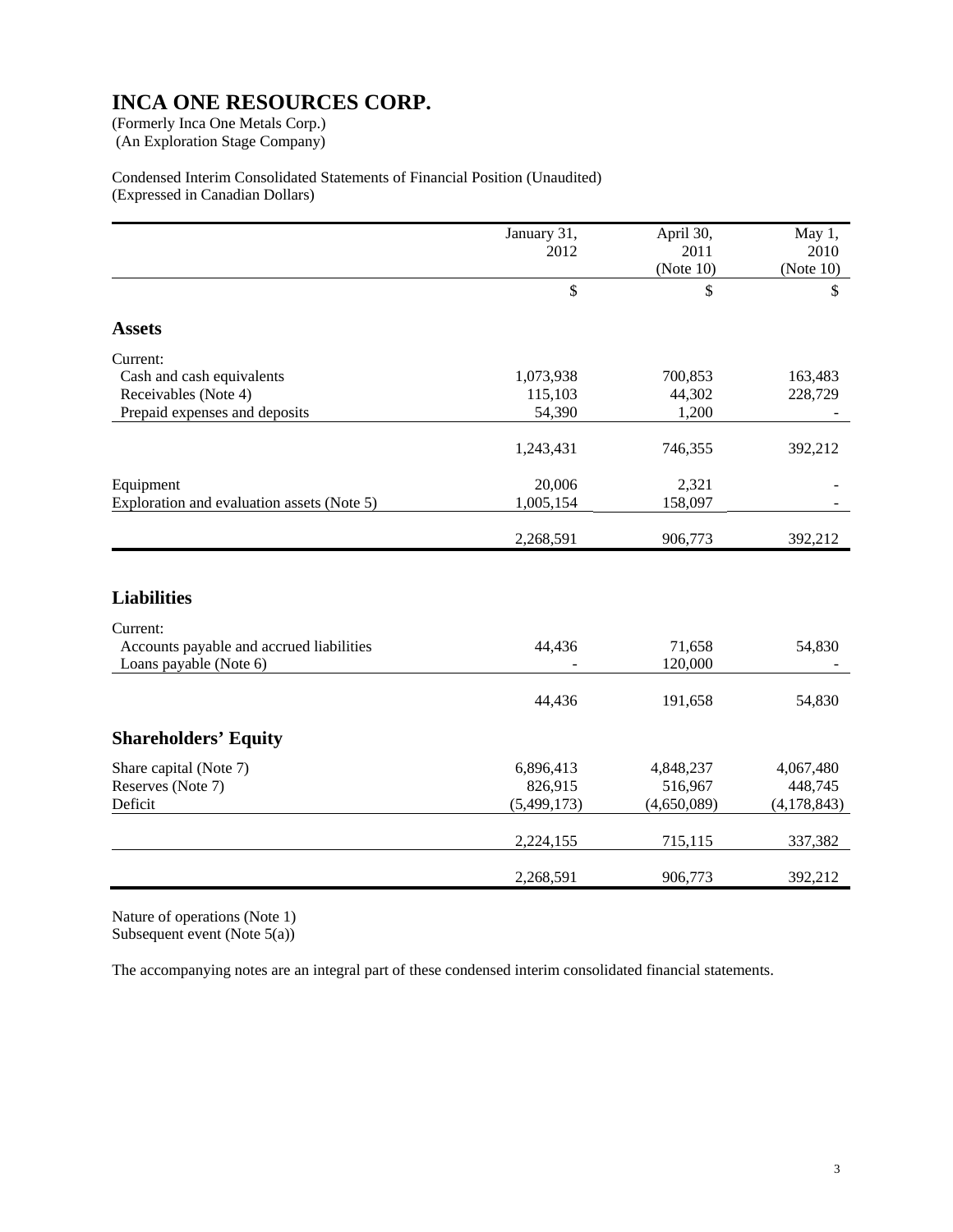# INCA ONE RESOURCES CORP.

(Formerly Inca One Metals Corp.)
(An Exploration Stage Company)

Condensed Interim Consolidated Statements of Financial Position (Unaudited)
(Expressed in Canadian Dollars)

| | January 31, 2012 | April 30, 2011 (Note 10) | May 1, 2010 (Note 10) |
|---|---|---|---|
| | $ | $ | $ |
| **Assets** | | | |
| Current: | | | |
| Cash and cash equivalents | 1,073,938 | 700,853 | 163,483 |
| Receivables (Note 4) | 115,103 | 44,302 | 228,729 |
| Prepaid expenses and deposits | 54,390 | 1,200 | - |
| | 1,243,431 | 746,355 | 392,212 |
| Equipment | 20,006 | 2,321 | - |
| Exploration and evaluation assets (Note 5) | 1,005,154 | 158,097 | - |
| | 2,268,591 | 906,773 | 392,212 |
| **Liabilities** | | | |
| Current: | | | |
| Accounts payable and accrued liabilities | 44,436 | 71,658 | 54,830 |
| Loans payable (Note 6) | - | 120,000 | - |
| | 44,436 | 191,658 | 54,830 |
| **Shareholders' Equity** | | | |
| Share capital (Note 7) | 6,896,413 | 4,848,237 | 4,067,480 |
| Reserves (Note 7) | 826,915 | 516,967 | 448,745 |
| Deficit | (5,499,173) | (4,650,089) | (4,178,843) |
| | 2,224,155 | 715,115 | 337,382 |
| | 2,268,591 | 906,773 | 392,212 |

Nature of operations (Note 1)
Subsequent event (Note 5(a))

The accompanying notes are an integral part of these condensed interim consolidated financial statements.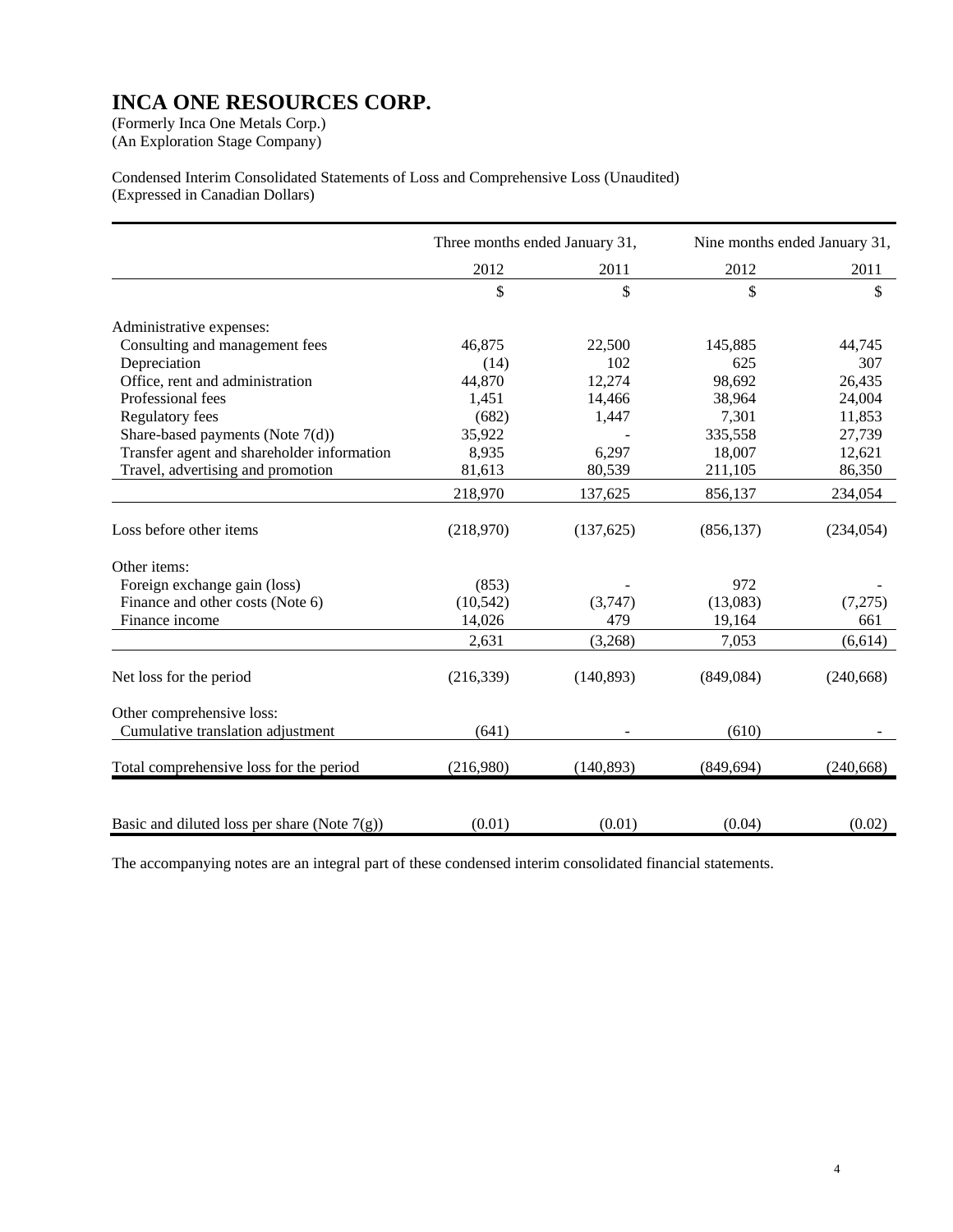# INCA ONE RESOURCES CORP.

(Formerly Inca One Metals Corp.)
(An Exploration Stage Company)

Condensed Interim Consolidated Statements of Loss and Comprehensive Loss (Unaudited)
(Expressed in Canadian Dollars)

| | Three months ended January 31, | | Nine months ended January 31, | |
|---|---|---|---|---|
| | 2012 | 2011 | 2012 | 2011 |
| | $ | $ | $ | $ |
| Administrative expenses: | | | | |
| Consulting and management fees | 46,875 | 22,500 | 145,885 | 44,745 |
| Depreciation | (14) | 102 | 625 | 307 |
| Office, rent and administration | 44,870 | 12,274 | 98,692 | 26,435 |
| Professional fees | 1,451 | 14,466 | 38,964 | 24,004 |
| Regulatory fees | (682) | 1,447 | 7,301 | 11,853 |
| Share-based payments (Note 7(d)) | 35,922 | - | 335,558 | 27,739 |
| Transfer agent and shareholder information | 8,935 | 6,297 | 18,007 | 12,621 |
| Travel, advertising and promotion | 81,613 | 80,539 | 211,105 | 86,350 |
| | 218,970 | 137,625 | 856,137 | 234,054 |
| Loss before other items | (218,970) | (137,625) | (856,137) | (234,054) |
| Other items: | | | | |
| Foreign exchange gain (loss) | (853) | - | 972 | - |
| Finance and other costs (Note 6) | (10,542) | (3,747) | (13,083) | (7,275) |
| Finance income | 14,026 | 479 | 19,164 | 661 |
| | 2,631 | (3,268) | 7,053 | (6,614) |
| Net loss for the period | (216,339) | (140,893) | (849,084) | (240,668) |
| Other comprehensive loss: | | | | |
| Cumulative translation adjustment | (641) | - | (610) | - |
| Total comprehensive loss for the period | (216,980) | (140,893) | (849,694) | (240,668) |
| Basic and diluted loss per share (Note 7(g)) | (0.01) | (0.01) | (0.04) | (0.02) |

The accompanying notes are an integral part of these condensed interim consolidated financial statements.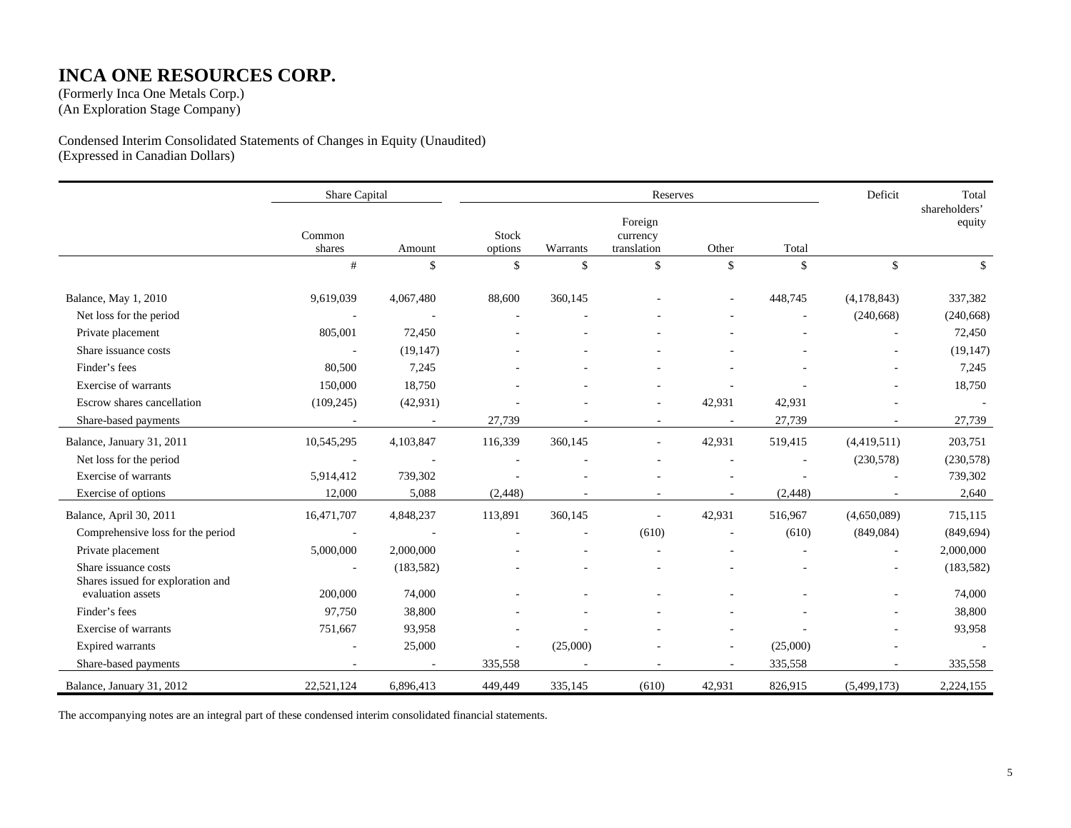# INCA ONE RESOURCES CORP.

(Formerly Inca One Metals Corp.)
(An Exploration Stage Company)

Condensed Interim Consolidated Statements of Changes in Equity (Unaudited)
(Expressed in Canadian Dollars)

| | Share Capital | | Reserves | | | | | Deficit | Total shareholders' equity |
|---|---|---|---|---|---|---|---|---|---|
| | Common shares | Amount | Stock options | Warrants | Foreign currency translation | Other | Total | | |
| | # | $ | $ | $ | $ | $ | $ | $ | $ |
| Balance, May 1, 2010 | 9,619,039 | 4,067,480 | 88,600 | 360,145 | - | - | 448,745 | (4,178,843) | 337,382 |
| Net loss for the period | - | - | - | - | - | - | - | (240,668) | (240,668) |
| Private placement | 805,001 | 72,450 | - | - | - | - | - | - | 72,450 |
| Share issuance costs | - | (19,147) | - | - | - | - | - | - | (19,147) |
| Finder's fees | 80,500 | 7,245 | - | - | - | - | - | - | 7,245 |
| Exercise of warrants | 150,000 | 18,750 | - | - | - | - | - | - | 18,750 |
| Escrow shares cancellation | (109,245) | (42,931) | - | - | - | 42,931 | 42,931 | - | - |
| Share-based payments | - | - | 27,739 | - | - | - | 27,739 | - | 27,739 |
| Balance, January 31, 2011 | 10,545,295 | 4,103,847 | 116,339 | 360,145 | - | 42,931 | 519,415 | (4,419,511) | 203,751 |
| Net loss for the period | - | - | - | - | - | - | - | (230,578) | (230,578) |
| Exercise of warrants | 5,914,412 | 739,302 | - | - | - | - | - | - | 739,302 |
| Exercise of options | 12,000 | 5,088 | (2,448) | - | - | - | (2,448) | - | 2,640 |
| Balance, April 30, 2011 | 16,471,707 | 4,848,237 | 113,891 | 360,145 | - | 42,931 | 516,967 | (4,650,089) | 715,115 |
| Comprehensive loss for the period | - | - | - | - | (610) | - | (610) | (849,084) | (849,694) |
| Private placement | 5,000,000 | 2,000,000 | - | - | - | - | - | - | 2,000,000 |
| Share issuance costs | - | (183,582) | - | - | - | - | - | - | (183,582) |
| Shares issued for exploration and evaluation assets | 200,000 | 74,000 | - | - | - | - | - | - | 74,000 |
| Finder's fees | 97,750 | 38,800 | - | - | - | - | - | - | 38,800 |
| Exercise of warrants | 751,667 | 93,958 | - | - | - | - | - | - | 93,958 |
| Expired warrants | - | 25,000 | - | (25,000) | - | - | (25,000) | - | - |
| Share-based payments | - | - | 335,558 | - | - | - | 335,558 | - | 335,558 |
| Balance, January 31, 2012 | 22,521,124 | 6,896,413 | 449,449 | 335,145 | (610) | 42,931 | 826,915 | (5,499,173) | 2,224,155 |

The accompanying notes are an integral part of these condensed interim consolidated financial statements.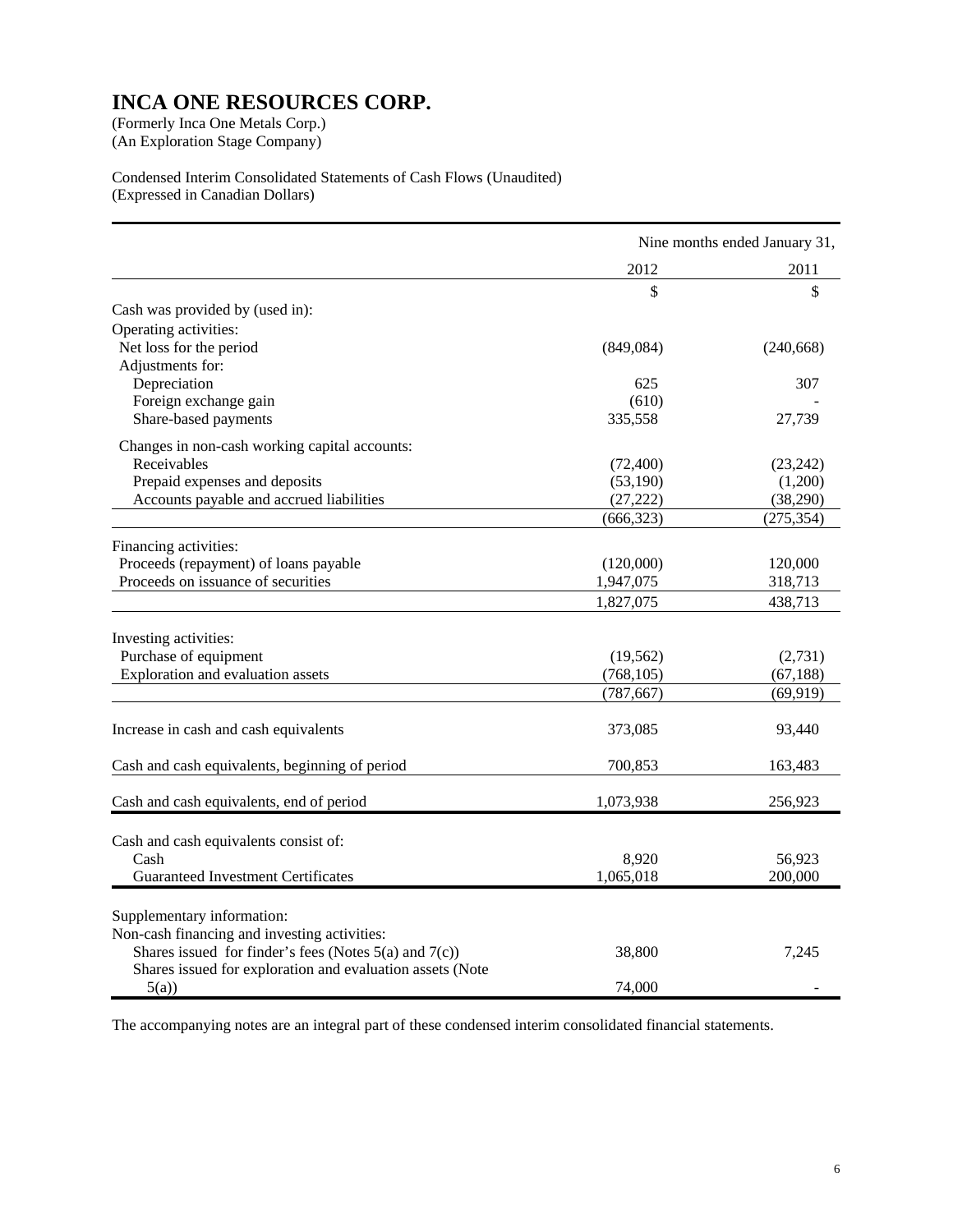# INCA ONE RESOURCES CORP.

(Formerly Inca One Metals Corp.)
(An Exploration Stage Company)

Condensed Interim Consolidated Statements of Cash Flows (Unaudited)
(Expressed in Canadian Dollars)

| | Nine months ended January 31, | |
|---|---|---|
| | 2012 | 2011 |
| | $ | $ |
| Cash was provided by (used in): | | |
| Operating activities: | | |
| Net loss for the period | (849,084) | (240,668) |
| Adjustments for: | | |
| Depreciation | 625 | 307 |
| Foreign exchange gain | (610) | - |
| Share-based payments | 335,558 | 27,739 |
| Changes in non-cash working capital accounts: | | |
| Receivables | (72,400) | (23,242) |
| Prepaid expenses and deposits | (53,190) | (1,200) |
| Accounts payable and accrued liabilities | (27,222) | (38,290) |
| | (666,323) | (275,354) |
| Financing activities: | | |
| Proceeds (repayment) of loans payable | (120,000) | 120,000 |
| Proceeds on issuance of securities | 1,947,075 | 318,713 |
| | 1,827,075 | 438,713 |
| Investing activities: | | |
| Purchase of equipment | (19,562) | (2,731) |
| Exploration and evaluation assets | (768,105) | (67,188) |
| | (787,667) | (69,919) |
| Increase in cash and cash equivalents | 373,085 | 93,440 |
| Cash and cash equivalents, beginning of period | 700,853 | 163,483 |
| Cash and cash equivalents, end of period | 1,073,938 | 256,923 |
| Cash and cash equivalents consist of: | | |
| Cash | 8,920 | 56,923 |
| Guaranteed Investment Certificates | 1,065,018 | 200,000 |
| Supplementary information: | | |
| Non-cash financing and investing activities: | | |
| Shares issued for finder's fees (Notes 5(a) and 7(c)) | 38,800 | 7,245 |
| Shares issued for exploration and evaluation assets (Note 5(a)) | 74,000 | - |

The accompanying notes are an integral part of these condensed interim consolidated financial statements.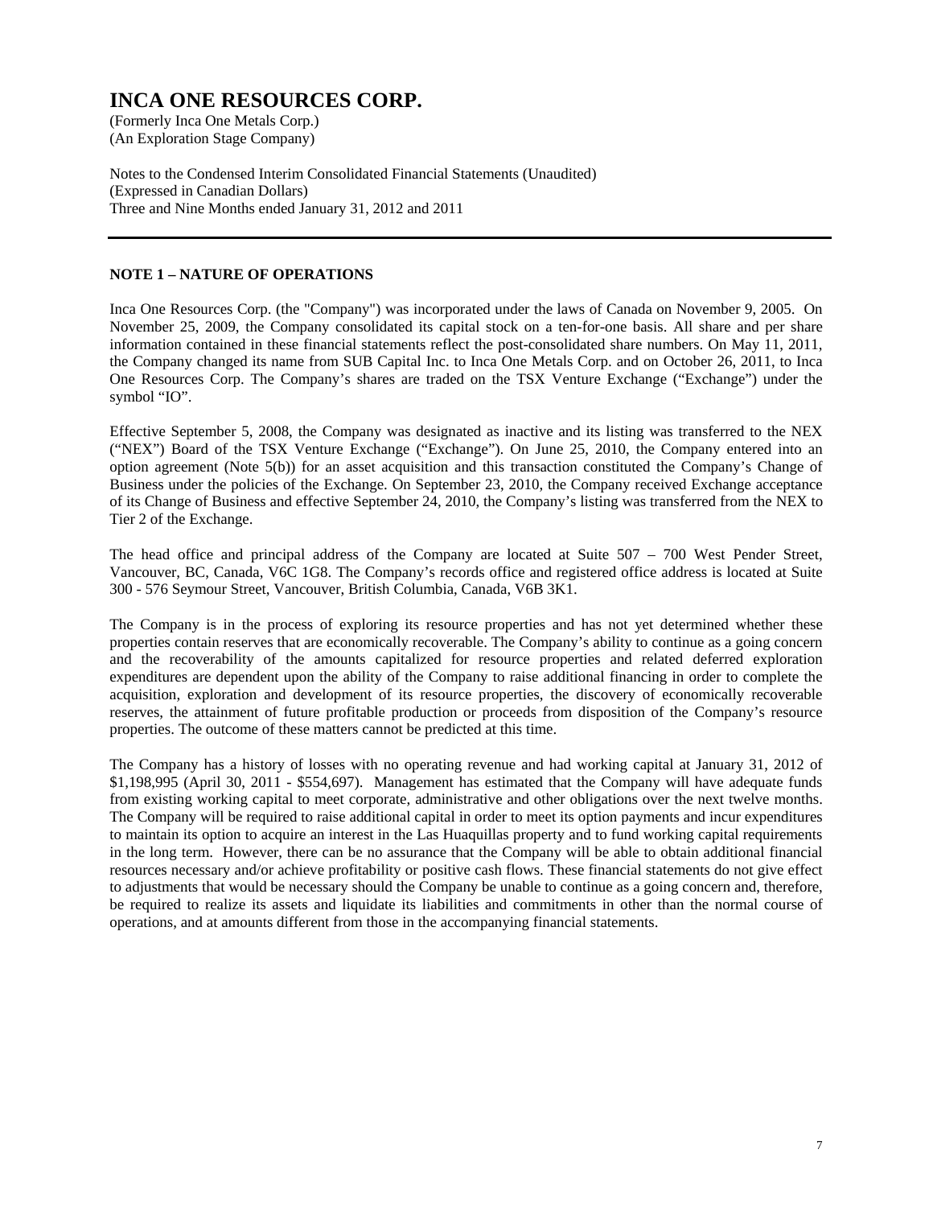# INCA ONE RESOURCES CORP.

(Formerly Inca One Metals Corp.)
(An Exploration Stage Company)

Notes to the Condensed Interim Consolidated Financial Statements (Unaudited)
(Expressed in Canadian Dollars)
Three and Nine Months ended January 31, 2012 and 2011

## NOTE 1 – NATURE OF OPERATIONS

Inca One Resources Corp. (the "Company") was incorporated under the laws of Canada on November 9, 2005. On November 25, 2009, the Company consolidated its capital stock on a ten-for-one basis. All share and per share information contained in these financial statements reflect the post-consolidated share numbers. On May 11, 2011, the Company changed its name from SUB Capital Inc. to Inca One Metals Corp. and on October 26, 2011, to Inca One Resources Corp. The Company's shares are traded on the TSX Venture Exchange ("Exchange") under the symbol "IO".

Effective September 5, 2008, the Company was designated as inactive and its listing was transferred to the NEX ("NEX") Board of the TSX Venture Exchange ("Exchange"). On June 25, 2010, the Company entered into an option agreement (Note 5(b)) for an asset acquisition and this transaction constituted the Company's Change of Business under the policies of the Exchange. On September 23, 2010, the Company received Exchange acceptance of its Change of Business and effective September 24, 2010, the Company's listing was transferred from the NEX to Tier 2 of the Exchange.

The head office and principal address of the Company are located at Suite 507 – 700 West Pender Street, Vancouver, BC, Canada, V6C 1G8. The Company's records office and registered office address is located at Suite 300 - 576 Seymour Street, Vancouver, British Columbia, Canada, V6B 3K1.

The Company is in the process of exploring its resource properties and has not yet determined whether these properties contain reserves that are economically recoverable. The Company's ability to continue as a going concern and the recoverability of the amounts capitalized for resource properties and related deferred exploration expenditures are dependent upon the ability of the Company to raise additional financing in order to complete the acquisition, exploration and development of its resource properties, the discovery of economically recoverable reserves, the attainment of future profitable production or proceeds from disposition of the Company's resource properties. The outcome of these matters cannot be predicted at this time.

The Company has a history of losses with no operating revenue and had working capital at January 31, 2012 of $1,198,995 (April 30, 2011 - $554,697). Management has estimated that the Company will have adequate funds from existing working capital to meet corporate, administrative and other obligations over the next twelve months. The Company will be required to raise additional capital in order to meet its option payments and incur expenditures to maintain its option to acquire an interest in the Las Huaquillas property and to fund working capital requirements in the long term. However, there can be no assurance that the Company will be able to obtain additional financial resources necessary and/or achieve profitability or positive cash flows. These financial statements do not give effect to adjustments that would be necessary should the Company be unable to continue as a going concern and, therefore, be required to realize its assets and liquidate its liabilities and commitments in other than the normal course of operations, and at amounts different from those in the accompanying financial statements.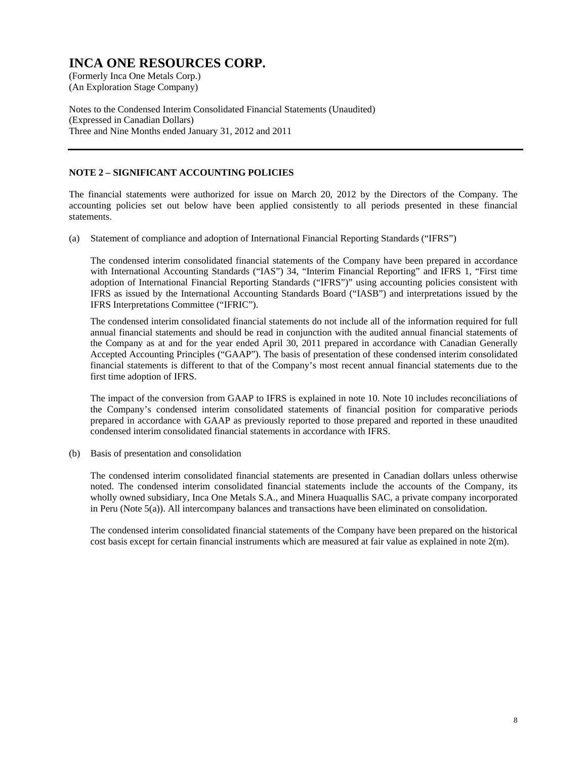## NOTE 2 – SIGNIFICANT ACCOUNTING POLICIES

The financial statements were authorized for issue on March 20, 2012 by the Directors of the Company. The accounting policies set out below have been applied consistently to all periods presented in these financial statements.

(a) Statement of compliance and adoption of International Financial Reporting Standards ("IFRS")

The condensed interim consolidated financial statements of the Company have been prepared in accordance with International Accounting Standards ("IAS") 34, "Interim Financial Reporting" and IFRS 1, "First time adoption of International Financial Reporting Standards ("IFRS")" using accounting policies consistent with IFRS as issued by the International Accounting Standards Board ("IASB") and interpretations issued by the IFRS Interpretations Committee ("IFRIC").

The condensed interim consolidated financial statements do not include all of the information required for full annual financial statements and should be read in conjunction with the audited annual financial statements of the Company as at and for the year ended April 30, 2011 prepared in accordance with Canadian Generally Accepted Accounting Principles ("GAAP"). The basis of presentation of these condensed interim consolidated financial statements is different to that of the Company's most recent annual financial statements due to the first time adoption of IFRS.

The impact of the conversion from GAAP to IFRS is explained in note 10. Note 10 includes reconciliations of the Company's condensed interim consolidated statements of financial position for comparative periods prepared in accordance with GAAP as previously reported to those prepared and reported in these unaudited condensed interim consolidated financial statements in accordance with IFRS.

(b) Basis of presentation and consolidation

The condensed interim consolidated financial statements are presented in Canadian dollars unless otherwise noted. The condensed interim consolidated financial statements include the accounts of the Company, its wholly owned subsidiary, Inca One Metals S.A., and Minera Huaquallis SAC, a private company incorporated in Peru (Note 5(a)). All intercompany balances and transactions have been eliminated on consolidation.

The condensed interim consolidated financial statements of the Company have been prepared on the historical cost basis except for certain financial instruments which are measured at fair value as explained in note 2(m).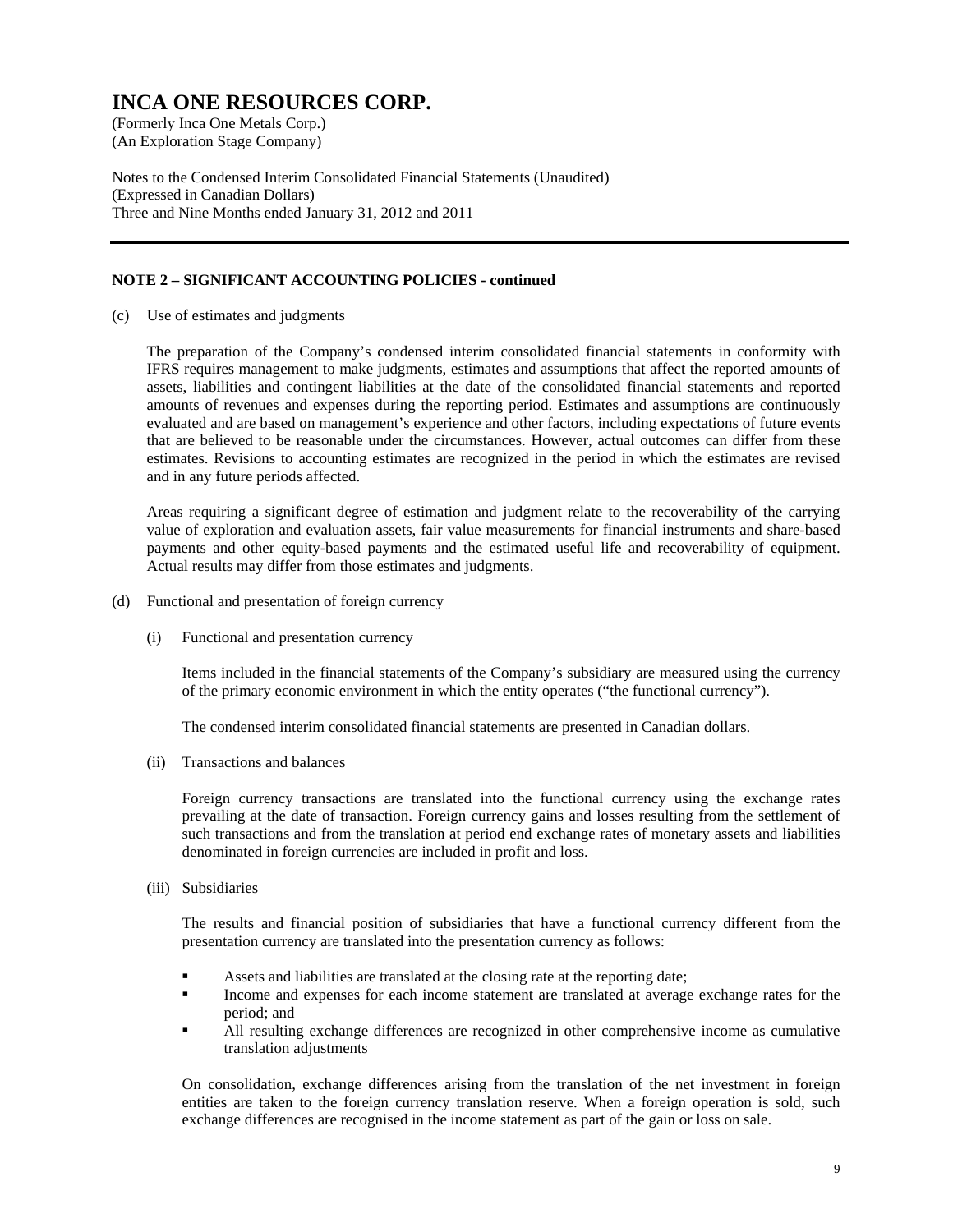# INCA ONE RESOURCES CORP.

(Formerly Inca One Metals Corp.)
(An Exploration Stage Company)

Notes to the Condensed Interim Consolidated Financial Statements (Unaudited)
(Expressed in Canadian Dollars)
Three and Nine Months ended January 31, 2012 and 2011

---

**NOTE 2 – SIGNIFICANT ACCOUNTING POLICIES - continued**

(c) Use of estimates and judgments

The preparation of the Company's condensed interim consolidated financial statements in conformity with IFRS requires management to make judgments, estimates and assumptions that affect the reported amounts of assets, liabilities and contingent liabilities at the date of the consolidated financial statements and reported amounts of revenues and expenses during the reporting period. Estimates and assumptions are continuously evaluated and are based on management's experience and other factors, including expectations of future events that are believed to be reasonable under the circumstances. However, actual outcomes can differ from these estimates. Revisions to accounting estimates are recognized in the period in which the estimates are revised and in any future periods affected.

Areas requiring a significant degree of estimation and judgment relate to the recoverability of the carrying value of exploration and evaluation assets, fair value measurements for financial instruments and share-based payments and other equity-based payments and the estimated useful life and recoverability of equipment. Actual results may differ from those estimates and judgments.

(d) Functional and presentation of foreign currency

(i) Functional and presentation currency

Items included in the financial statements of the Company's subsidiary are measured using the currency of the primary economic environment in which the entity operates ("the functional currency").

The condensed interim consolidated financial statements are presented in Canadian dollars.

(ii) Transactions and balances

Foreign currency transactions are translated into the functional currency using the exchange rates prevailing at the date of transaction. Foreign currency gains and losses resulting from the settlement of such transactions and from the translation at period end exchange rates of monetary assets and liabilities denominated in foreign currencies are included in profit and loss.

(iii) Subsidiaries

The results and financial position of subsidiaries that have a functional currency different from the presentation currency are translated into the presentation currency as follows:

- Assets and liabilities are translated at the closing rate at the reporting date;
- Income and expenses for each income statement are translated at average exchange rates for the period; and
- All resulting exchange differences are recognized in other comprehensive income as cumulative translation adjustments

On consolidation, exchange differences arising from the translation of the net investment in foreign entities are taken to the foreign currency translation reserve. When a foreign operation is sold, such exchange differences are recognised in the income statement as part of the gain or loss on sale.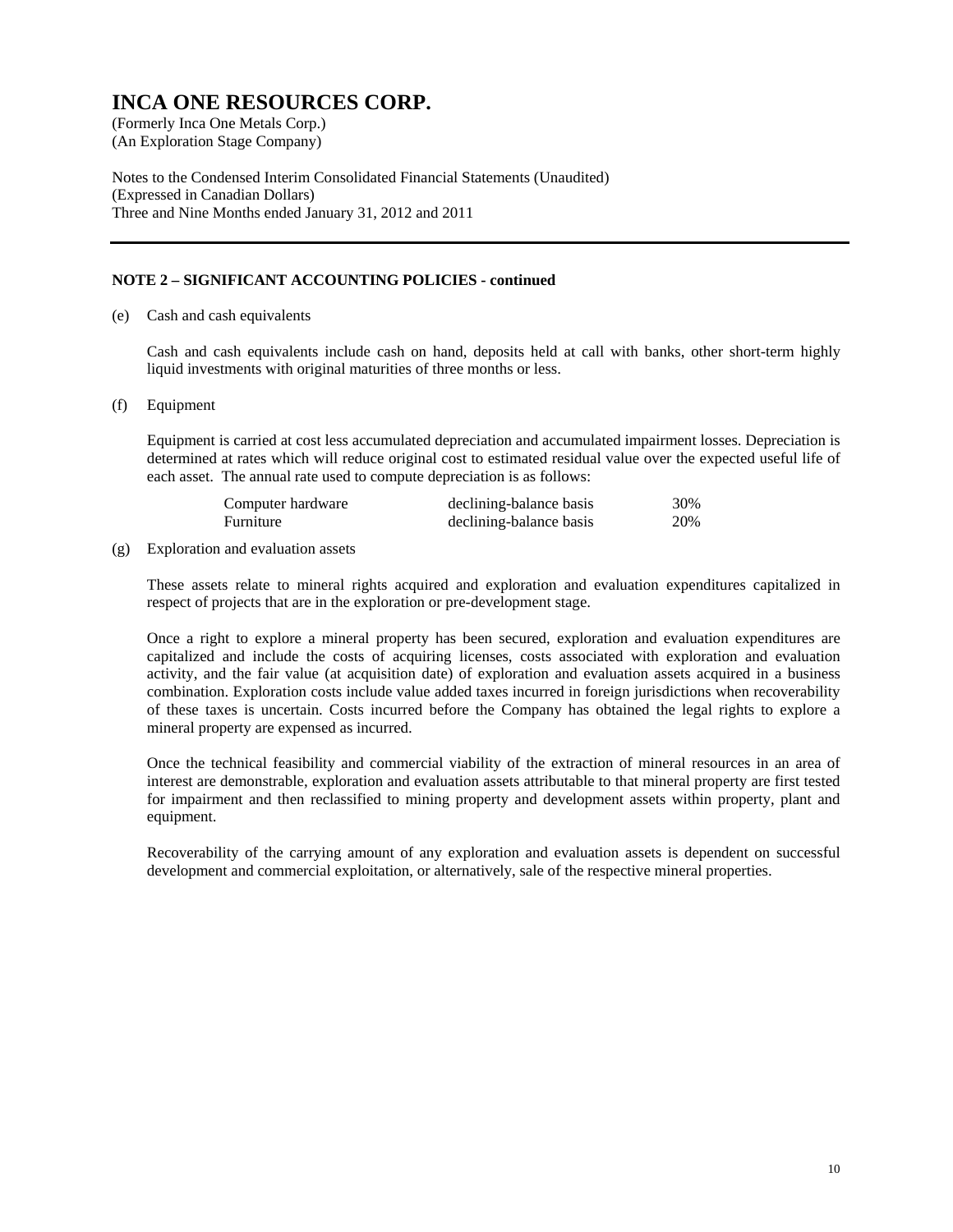# INCA ONE RESOURCES CORP.

(Formerly Inca One Metals Corp.)
(An Exploration Stage Company)

Notes to the Condensed Interim Consolidated Financial Statements (Unaudited)
(Expressed in Canadian Dollars)
Three and Nine Months ended January 31, 2012 and 2011

**NOTE 2 – SIGNIFICANT ACCOUNTING POLICIES - continued**

(e) Cash and cash equivalents

Cash and cash equivalents include cash on hand, deposits held at call with banks, other short-term highly liquid investments with original maturities of three months or less.

(f) Equipment

Equipment is carried at cost less accumulated depreciation and accumulated impairment losses. Depreciation is determined at rates which will reduce original cost to estimated residual value over the expected useful life of each asset. The annual rate used to compute depreciation is as follows:

| | | |
|---|---|---|
| Computer hardware | declining-balance basis | 30% |
| Furniture | declining-balance basis | 20% |

(g) Exploration and evaluation assets

These assets relate to mineral rights acquired and exploration and evaluation expenditures capitalized in respect of projects that are in the exploration or pre-development stage.

Once a right to explore a mineral property has been secured, exploration and evaluation expenditures are capitalized and include the costs of acquiring licenses, costs associated with exploration and evaluation activity, and the fair value (at acquisition date) of exploration and evaluation assets acquired in a business combination. Exploration costs include value added taxes incurred in foreign jurisdictions when recoverability of these taxes is uncertain. Costs incurred before the Company has obtained the legal rights to explore a mineral property are expensed as incurred.

Once the technical feasibility and commercial viability of the extraction of mineral resources in an area of interest are demonstrable, exploration and evaluation assets attributable to that mineral property are first tested for impairment and then reclassified to mining property and development assets within property, plant and equipment.

Recoverability of the carrying amount of any exploration and evaluation assets is dependent on successful development and commercial exploitation, or alternatively, sale of the respective mineral properties.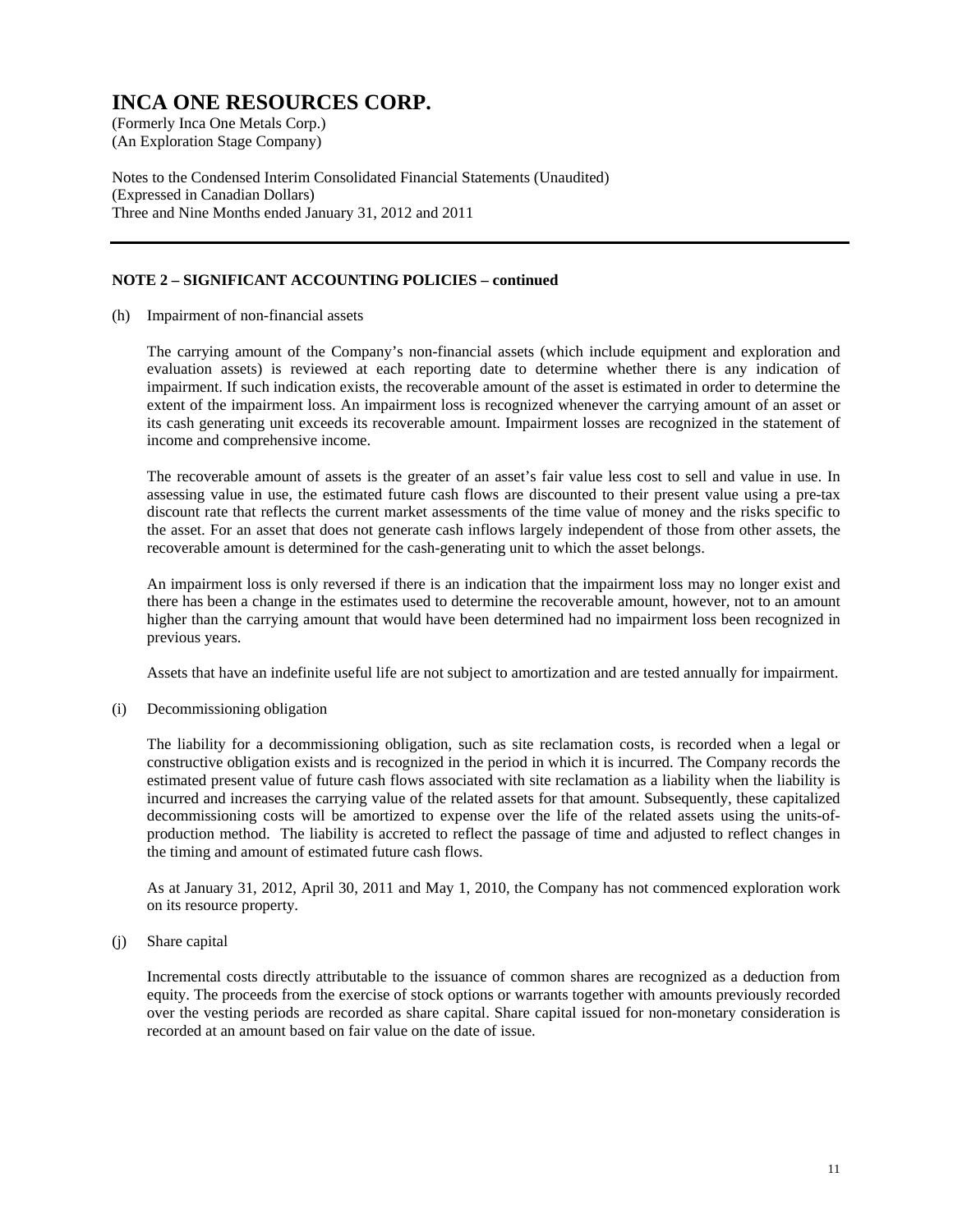# INCA ONE RESOURCES CORP.

(Formerly Inca One Metals Corp.)
(An Exploration Stage Company)

Notes to the Condensed Interim Consolidated Financial Statements (Unaudited)
(Expressed in Canadian Dollars)
Three and Nine Months ended January 31, 2012 and 2011

## NOTE 2 – SIGNIFICANT ACCOUNTING POLICIES – continued

(h) Impairment of non-financial assets

The carrying amount of the Company's non-financial assets (which include equipment and exploration and evaluation assets) is reviewed at each reporting date to determine whether there is any indication of impairment. If such indication exists, the recoverable amount of the asset is estimated in order to determine the extent of the impairment loss. An impairment loss is recognized whenever the carrying amount of an asset or its cash generating unit exceeds its recoverable amount. Impairment losses are recognized in the statement of income and comprehensive income.

The recoverable amount of assets is the greater of an asset's fair value less cost to sell and value in use. In assessing value in use, the estimated future cash flows are discounted to their present value using a pre-tax discount rate that reflects the current market assessments of the time value of money and the risks specific to the asset. For an asset that does not generate cash inflows largely independent of those from other assets, the recoverable amount is determined for the cash-generating unit to which the asset belongs.

An impairment loss is only reversed if there is an indication that the impairment loss may no longer exist and there has been a change in the estimates used to determine the recoverable amount, however, not to an amount higher than the carrying amount that would have been determined had no impairment loss been recognized in previous years.

Assets that have an indefinite useful life are not subject to amortization and are tested annually for impairment.

(i) Decommissioning obligation

The liability for a decommissioning obligation, such as site reclamation costs, is recorded when a legal or constructive obligation exists and is recognized in the period in which it is incurred. The Company records the estimated present value of future cash flows associated with site reclamation as a liability when the liability is incurred and increases the carrying value of the related assets for that amount. Subsequently, these capitalized decommissioning costs will be amortized to expense over the life of the related assets using the units-of-production method. The liability is accreted to reflect the passage of time and adjusted to reflect changes in the timing and amount of estimated future cash flows.

As at January 31, 2012, April 30, 2011 and May 1, 2010, the Company has not commenced exploration work on its resource property.

(j) Share capital

Incremental costs directly attributable to the issuance of common shares are recognized as a deduction from equity. The proceeds from the exercise of stock options or warrants together with amounts previously recorded over the vesting periods are recorded as share capital. Share capital issued for non-monetary consideration is recorded at an amount based on fair value on the date of issue.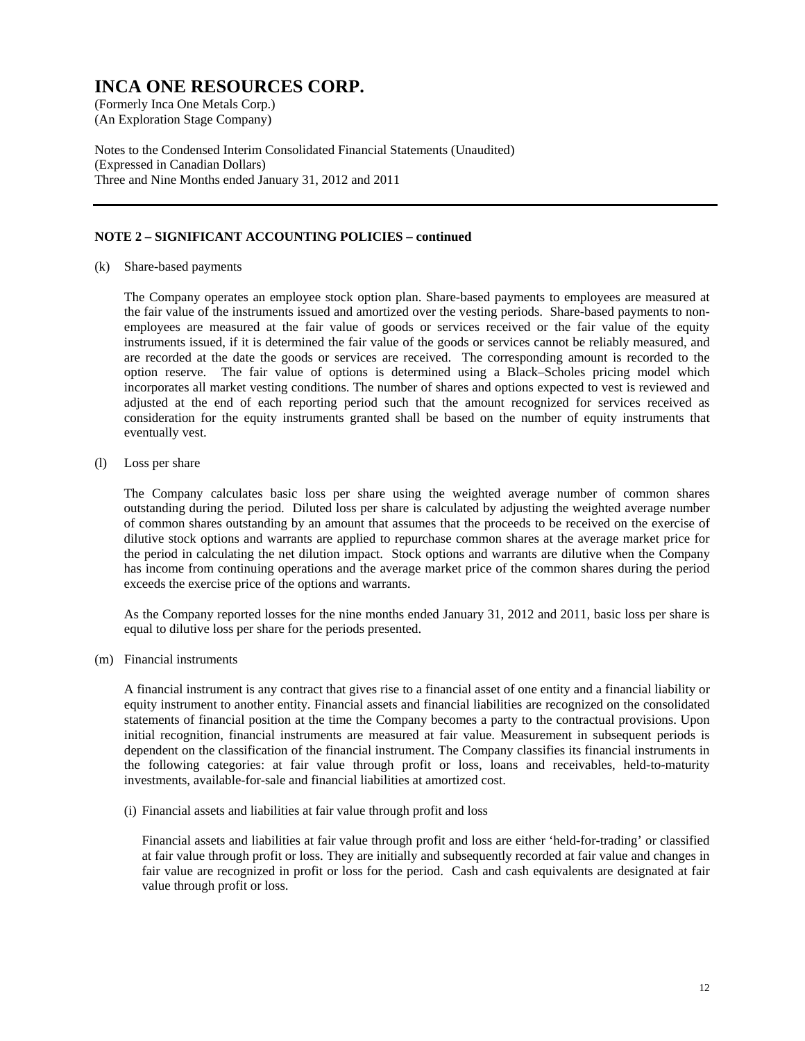**NOTE 2 – SIGNIFICANT ACCOUNTING POLICIES – continued**

(k) Share-based payments

The Company operates an employee stock option plan. Share-based payments to employees are measured at the fair value of the instruments issued and amortized over the vesting periods. Share-based payments to non-employees are measured at the fair value of goods or services received or the fair value of the equity instruments issued, if it is determined the fair value of the goods or services cannot be reliably measured, and are recorded at the date the goods or services are received. The corresponding amount is recorded to the option reserve. The fair value of options is determined using a Black–Scholes pricing model which incorporates all market vesting conditions. The number of shares and options expected to vest is reviewed and adjusted at the end of each reporting period such that the amount recognized for services received as consideration for the equity instruments granted shall be based on the number of equity instruments that eventually vest.

(l) Loss per share

The Company calculates basic loss per share using the weighted average number of common shares outstanding during the period. Diluted loss per share is calculated by adjusting the weighted average number of common shares outstanding by an amount that assumes that the proceeds to be received on the exercise of dilutive stock options and warrants are applied to repurchase common shares at the average market price for the period in calculating the net dilution impact. Stock options and warrants are dilutive when the Company has income from continuing operations and the average market price of the common shares during the period exceeds the exercise price of the options and warrants.

As the Company reported losses for the nine months ended January 31, 2012 and 2011, basic loss per share is equal to dilutive loss per share for the periods presented.

(m) Financial instruments

A financial instrument is any contract that gives rise to a financial asset of one entity and a financial liability or equity instrument to another entity. Financial assets and financial liabilities are recognized on the consolidated statements of financial position at the time the Company becomes a party to the contractual provisions. Upon initial recognition, financial instruments are measured at fair value. Measurement in subsequent periods is dependent on the classification of the financial instrument. The Company classifies its financial instruments in the following categories: at fair value through profit or loss, loans and receivables, held-to-maturity investments, available-for-sale and financial liabilities at amortized cost.

(i) Financial assets and liabilities at fair value through profit and loss

Financial assets and liabilities at fair value through profit and loss are either 'held-for-trading' or classified at fair value through profit or loss. They are initially and subsequently recorded at fair value and changes in fair value are recognized in profit or loss for the period. Cash and cash equivalents are designated at fair value through profit or loss.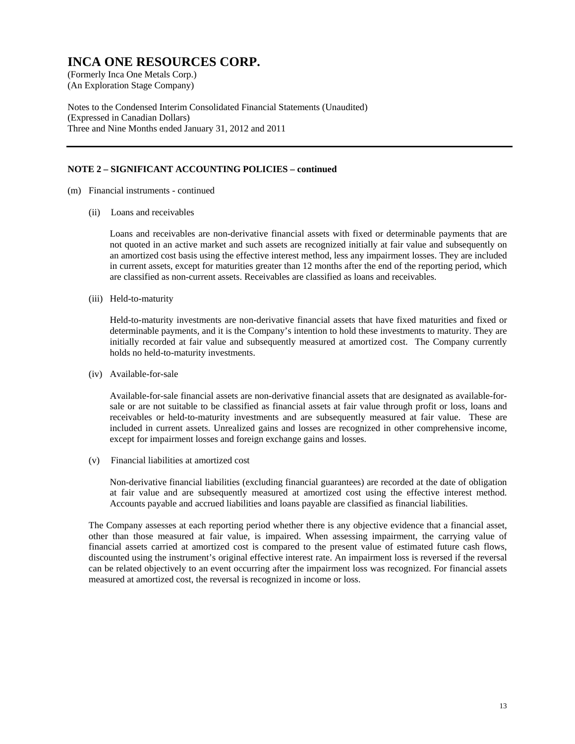## NOTE 2 – SIGNIFICANT ACCOUNTING POLICIES – continued

(m) Financial instruments - continued

(ii) Loans and receivables

Loans and receivables are non-derivative financial assets with fixed or determinable payments that are not quoted in an active market and such assets are recognized initially at fair value and subsequently on an amortized cost basis using the effective interest method, less any impairment losses. They are included in current assets, except for maturities greater than 12 months after the end of the reporting period, which are classified as non-current assets. Receivables are classified as loans and receivables.

(iii) Held-to-maturity

Held-to-maturity investments are non-derivative financial assets that have fixed maturities and fixed or determinable payments, and it is the Company's intention to hold these investments to maturity. They are initially recorded at fair value and subsequently measured at amortized cost. The Company currently holds no held-to-maturity investments.

(iv) Available-for-sale

Available-for-sale financial assets are non-derivative financial assets that are designated as available-for-sale or are not suitable to be classified as financial assets at fair value through profit or loss, loans and receivables or held-to-maturity investments and are subsequently measured at fair value. These are included in current assets. Unrealized gains and losses are recognized in other comprehensive income, except for impairment losses and foreign exchange gains and losses.

(v) Financial liabilities at amortized cost

Non-derivative financial liabilities (excluding financial guarantees) are recorded at the date of obligation at fair value and are subsequently measured at amortized cost using the effective interest method. Accounts payable and accrued liabilities and loans payable are classified as financial liabilities.

The Company assesses at each reporting period whether there is any objective evidence that a financial asset, other than those measured at fair value, is impaired. When assessing impairment, the carrying value of financial assets carried at amortized cost is compared to the present value of estimated future cash flows, discounted using the instrument's original effective interest rate. An impairment loss is reversed if the reversal can be related objectively to an event occurring after the impairment loss was recognized. For financial assets measured at amortized cost, the reversal is recognized in income or loss.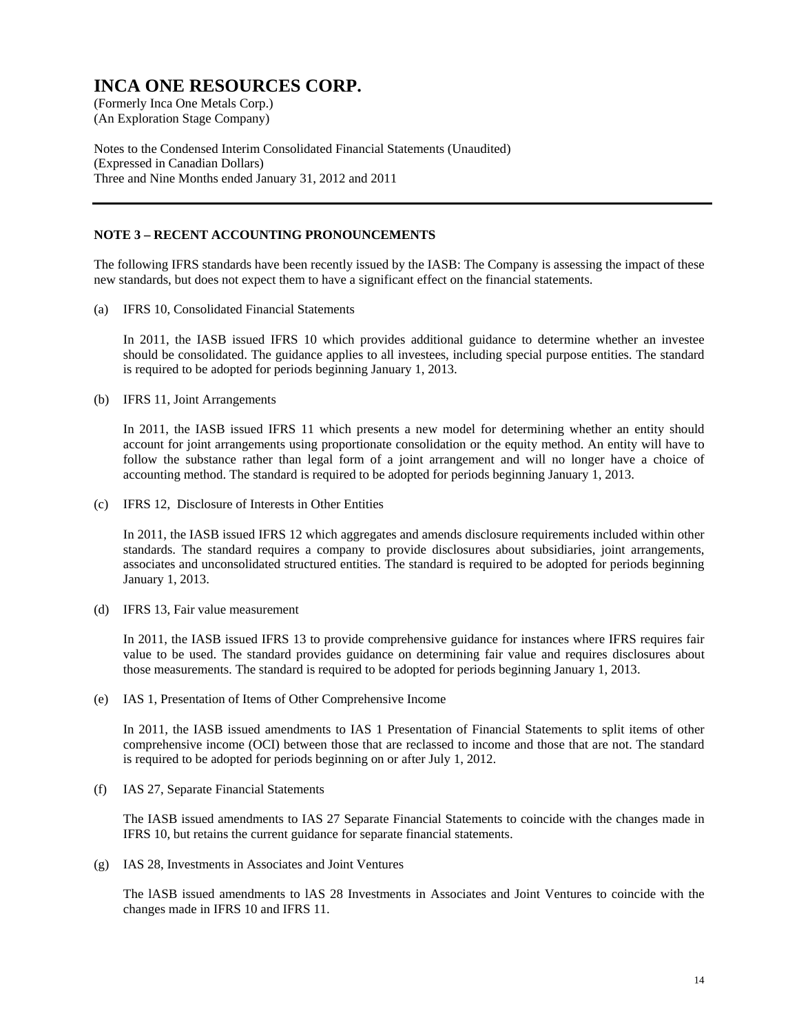## NOTE 3 – RECENT ACCOUNTING PRONOUNCEMENTS

The following IFRS standards have been recently issued by the IASB: The Company is assessing the impact of these new standards, but does not expect them to have a significant effect on the financial statements.

(a) IFRS 10, Consolidated Financial Statements

In 2011, the IASB issued IFRS 10 which provides additional guidance to determine whether an investee should be consolidated. The guidance applies to all investees, including special purpose entities. The standard is required to be adopted for periods beginning January 1, 2013.

(b) IFRS 11, Joint Arrangements

In 2011, the IASB issued IFRS 11 which presents a new model for determining whether an entity should account for joint arrangements using proportionate consolidation or the equity method. An entity will have to follow the substance rather than legal form of a joint arrangement and will no longer have a choice of accounting method. The standard is required to be adopted for periods beginning January 1, 2013.

(c) IFRS 12, Disclosure of Interests in Other Entities

In 2011, the IASB issued IFRS 12 which aggregates and amends disclosure requirements included within other standards. The standard requires a company to provide disclosures about subsidiaries, joint arrangements, associates and unconsolidated structured entities. The standard is required to be adopted for periods beginning January 1, 2013.

(d) IFRS 13, Fair value measurement

In 2011, the IASB issued IFRS 13 to provide comprehensive guidance for instances where IFRS requires fair value to be used. The standard provides guidance on determining fair value and requires disclosures about those measurements. The standard is required to be adopted for periods beginning January 1, 2013.

(e) IAS 1, Presentation of Items of Other Comprehensive Income

In 2011, the IASB issued amendments to IAS 1 Presentation of Financial Statements to split items of other comprehensive income (OCI) between those that are reclassed to income and those that are not. The standard is required to be adopted for periods beginning on or after July 1, 2012.

(f) IAS 27, Separate Financial Statements

The IASB issued amendments to IAS 27 Separate Financial Statements to coincide with the changes made in IFRS 10, but retains the current guidance for separate financial statements.

(g) IAS 28, Investments in Associates and Joint Ventures

The lASB issued amendments to lAS 28 Investments in Associates and Joint Ventures to coincide with the changes made in IFRS 10 and IFRS 11.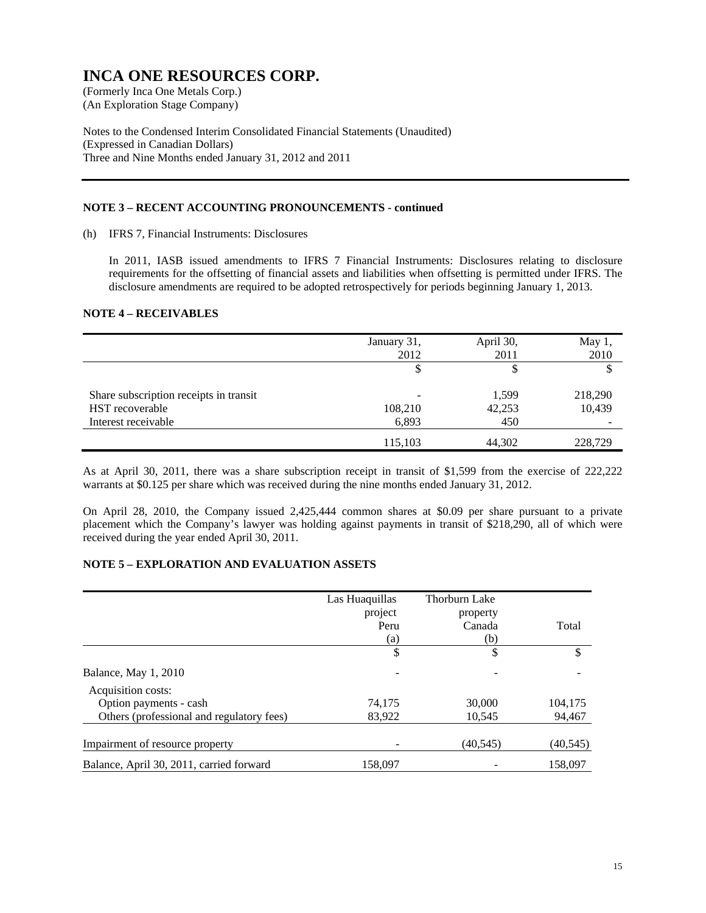# INCA ONE RESOURCES CORP.

(Formerly Inca One Metals Corp.)
(An Exploration Stage Company)

Notes to the Condensed Interim Consolidated Financial Statements (Unaudited)
(Expressed in Canadian Dollars)
Three and Nine Months ended January 31, 2012 and 2011

## NOTE 3 – RECENT ACCOUNTING PRONOUNCEMENTS - continued

(h) IFRS 7, Financial Instruments: Disclosures

In 2011, IASB issued amendments to IFRS 7 Financial Instruments: Disclosures relating to disclosure requirements for the offsetting of financial assets and liabilities when offsetting is permitted under IFRS. The disclosure amendments are required to be adopted retrospectively for periods beginning January 1, 2013.

## NOTE 4 – RECEIVABLES

| | January 31, 2012 | April 30, 2011 | May 1, 2010 |
|---|---|---|---|
| | $ | $ | $ |
| Share subscription receipts in transit | - | 1,599 | 218,290 |
| HST recoverable | 108,210 | 42,253 | 10,439 |
| Interest receivable | 6,893 | 450 | - |
| | 115,103 | 44,302 | 228,729 |

As at April 30, 2011, there was a share subscription receipt in transit of $1,599 from the exercise of 222,222 warrants at $0.125 per share which was received during the nine months ended January 31, 2012.

On April 28, 2010, the Company issued 2,425,444 common shares at $0.09 per share pursuant to a private placement which the Company's lawyer was holding against payments in transit of $218,290, all of which were received during the year ended April 30, 2011.

## NOTE 5 – EXPLORATION AND EVALUATION ASSETS

| | Las Huaquillas project Peru (a) | Thorburn Lake property Canada (b) | Total |
|---|---|---|---|
| | $ | $ | $ |
| Balance, May 1, 2010 | - | - | - |
| Acquisition costs: | | | |
| Option payments - cash | 74,175 | 30,000 | 104,175 |
| Others (professional and regulatory fees) | 83,922 | 10,545 | 94,467 |
| Impairment of resource property | - | (40,545) | (40,545) |
| Balance, April 30, 2011, carried forward | 158,097 | - | 158,097 |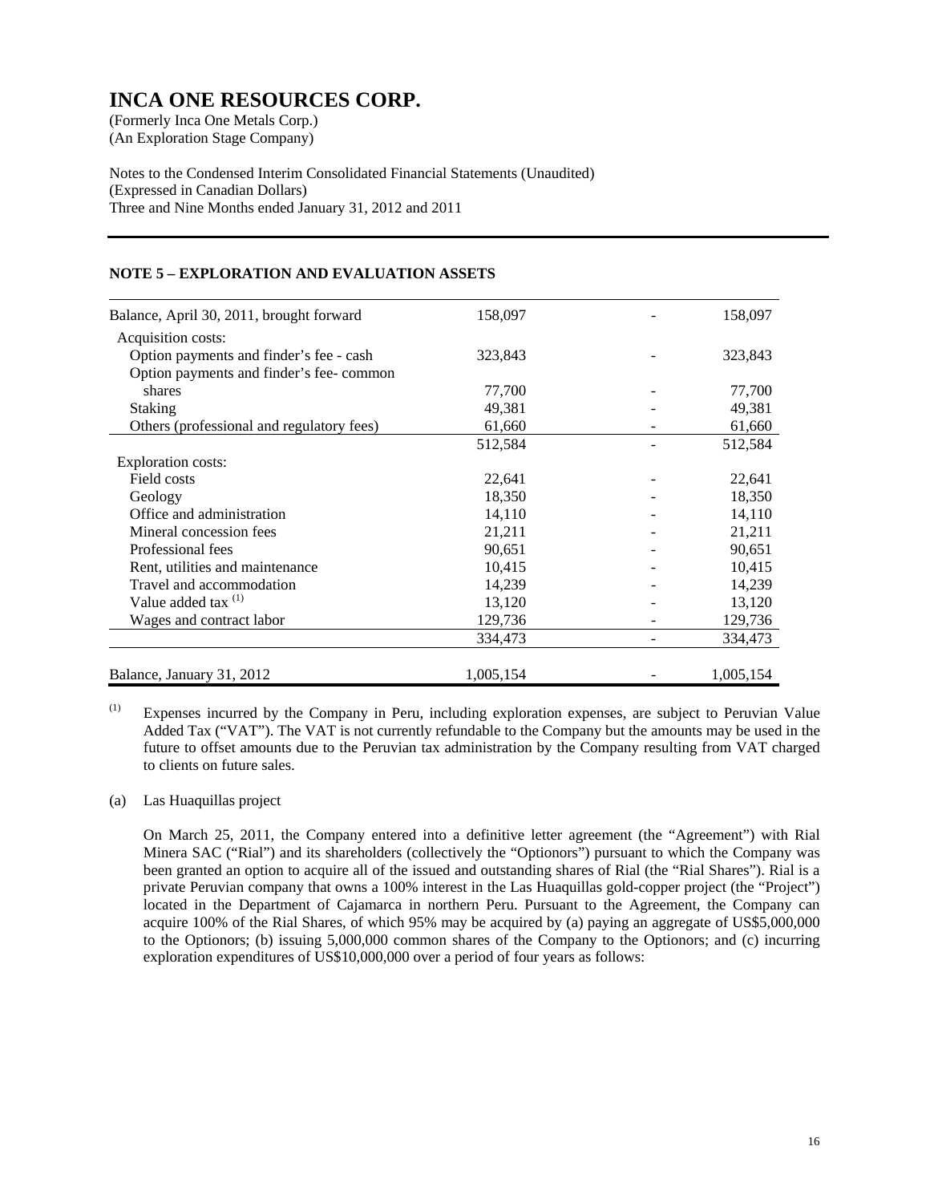# INCA ONE RESOURCES CORP.

(Formerly Inca One Metals Corp.)
(An Exploration Stage Company)

Notes to the Condensed Interim Consolidated Financial Statements (Unaudited)
(Expressed in Canadian Dollars)
Three and Nine Months ended January 31, 2012 and 2011

## NOTE 5 – EXPLORATION AND EVALUATION ASSETS

| | | | |
|---|---|---|---|
| Balance, April 30, 2011, brought forward | 158,097 | - | 158,097 |
| Acquisition costs: | | | |
| Option payments and finder's fee - cash | 323,843 | - | 323,843 |
| Option payments and finder's fee- common shares | 77,700 | - | 77,700 |
| Staking | 49,381 | - | 49,381 |
| Others (professional and regulatory fees) | 61,660 | - | 61,660 |
| | 512,584 | - | 512,584 |
| Exploration costs: | | | |
| Field costs | 22,641 | - | 22,641 |
| Geology | 18,350 | - | 18,350 |
| Office and administration | 14,110 | - | 14,110 |
| Mineral concession fees | 21,211 | - | 21,211 |
| Professional fees | 90,651 | - | 90,651 |
| Rent, utilities and maintenance | 10,415 | - | 10,415 |
| Travel and accommodation | 14,239 | - | 14,239 |
| Value added tax [(1)] | 13,120 | - | 13,120 |
| Wages and contract labor | 129,736 | - | 129,736 |
| | 334,473 | - | 334,473 |
| Balance, January 31, 2012 | 1,005,154 | - | 1,005,154 |

[(1)] Expenses incurred by the Company in Peru, including exploration expenses, are subject to Peruvian Value Added Tax ("VAT"). The VAT is not currently refundable to the Company but the amounts may be used in the future to offset amounts due to the Peruvian tax administration by the Company resulting from VAT charged to clients on future sales.

(a) Las Huaquillas project

On March 25, 2011, the Company entered into a definitive letter agreement (the "Agreement") with Rial Minera SAC ("Rial") and its shareholders (collectively the "Optionors") pursuant to which the Company was been granted an option to acquire all of the issued and outstanding shares of Rial (the "Rial Shares"). Rial is a private Peruvian company that owns a 100% interest in the Las Huaquillas gold-copper project (the "Project") located in the Department of Cajamarca in northern Peru. Pursuant to the Agreement, the Company can acquire 100% of the Rial Shares, of which 95% may be acquired by (a) paying an aggregate of US$5,000,000 to the Optionors; (b) issuing 5,000,000 common shares of the Company to the Optionors; and (c) incurring exploration expenditures of US$10,000,000 over a period of four years as follows: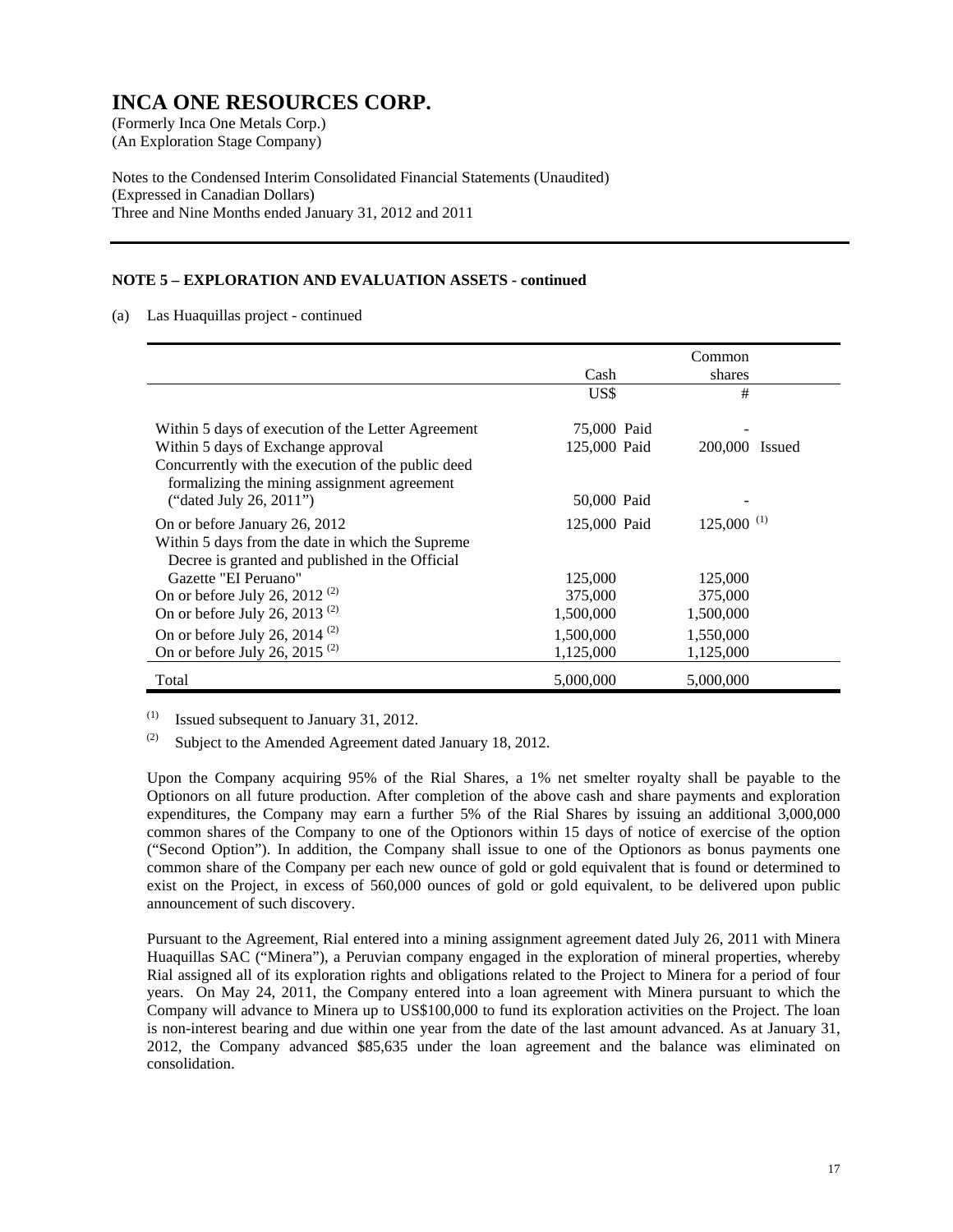# INCA ONE RESOURCES CORP.

(Formerly Inca One Metals Corp.)
(An Exploration Stage Company)

Notes to the Condensed Interim Consolidated Financial Statements (Unaudited)
(Expressed in Canadian Dollars)
Three and Nine Months ended January 31, 2012 and 2011

**NOTE 5 – EXPLORATION AND EVALUATION ASSETS - continued**

(a) Las Huaquillas project - continued

| | Cash | | Common shares | |
|---|---|---|---|---|
| | US$ | | # | |
| Within 5 days of execution of the Letter Agreement | 75,000 | Paid | - | |
| Within 5 days of Exchange approval | 125,000 | Paid | 200,000 | Issued |
| Concurrently with the execution of the public deed formalizing the mining assignment agreement ("dated July 26, 2011") | 50,000 | Paid | - | |
| On or before January 26, 2012 | 125,000 | Paid | 125,000 [(1)] | |
| Within 5 days from the date in which the Supreme Decree is granted and published in the Official Gazette "EI Peruano" | 125,000 | | 125,000 | |
| On or before July 26, 2012 [(2)] | 375,000 | | 375,000 | |
| On or before July 26, 2013 [(2)] | 1,500,000 | | 1,500,000 | |
| On or before July 26, 2014 [(2)] | 1,500,000 | | 1,550,000 | |
| On or before July 26, 2015 [(2)] | 1,125,000 | | 1,125,000 | |
| Total | 5,000,000 | | 5,000,000 | |

(1) Issued subsequent to January 31, 2012.

(2) Subject to the Amended Agreement dated January 18, 2012.

Upon the Company acquiring 95% of the Rial Shares, a 1% net smelter royalty shall be payable to the Optionors on all future production. After completion of the above cash and share payments and exploration expenditures, the Company may earn a further 5% of the Rial Shares by issuing an additional 3,000,000 common shares of the Company to one of the Optionors within 15 days of notice of exercise of the option ("Second Option"). In addition, the Company shall issue to one of the Optionors as bonus payments one common share of the Company per each new ounce of gold or gold equivalent that is found or determined to exist on the Project, in excess of 560,000 ounces of gold or gold equivalent, to be delivered upon public announcement of such discovery.

Pursuant to the Agreement, Rial entered into a mining assignment agreement dated July 26, 2011 with Minera Huaquillas SAC ("Minera"), a Peruvian company engaged in the exploration of mineral properties, whereby Rial assigned all of its exploration rights and obligations related to the Project to Minera for a period of four years. On May 24, 2011, the Company entered into a loan agreement with Minera pursuant to which the Company will advance to Minera up to US$100,000 to fund its exploration activities on the Project. The loan is non-interest bearing and due within one year from the date of the last amount advanced. As at January 31, 2012, the Company advanced $85,635 under the loan agreement and the balance was eliminated on consolidation.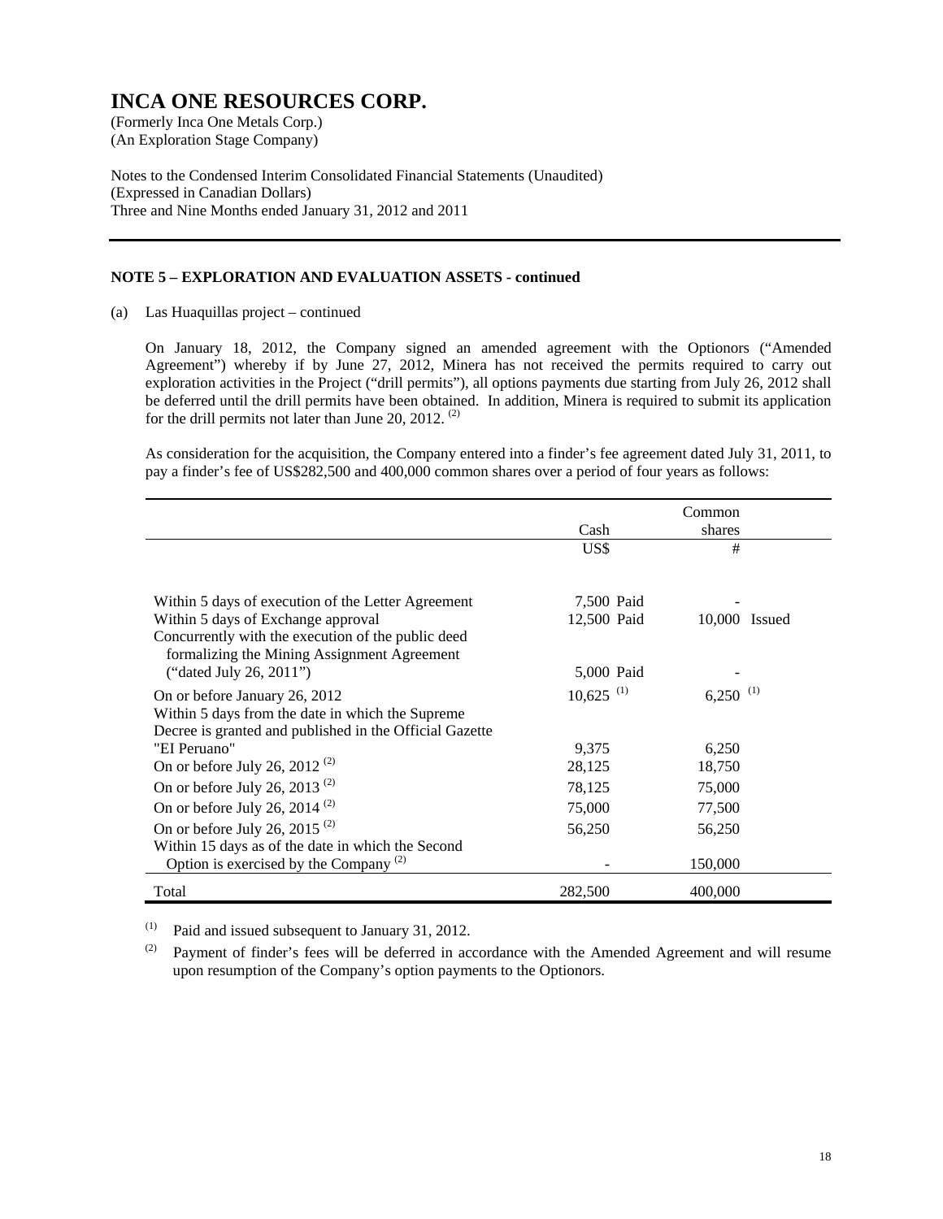# INCA ONE RESOURCES CORP.

(Formerly Inca One Metals Corp.)
(An Exploration Stage Company)

Notes to the Condensed Interim Consolidated Financial Statements (Unaudited)
(Expressed in Canadian Dollars)
Three and Nine Months ended January 31, 2012 and 2011

**NOTE 5 – EXPLORATION AND EVALUATION ASSETS - continued**

(a) Las Huaquillas project – continued

On January 18, 2012, the Company signed an amended agreement with the Optionors ("Amended Agreement") whereby if by June 27, 2012, Minera has not received the permits required to carry out exploration activities in the Project ("drill permits"), all options payments due starting from July 26, 2012 shall be deferred until the drill permits have been obtained. In addition, Minera is required to submit its application for the drill permits not later than June 20, 2012. (2)

As consideration for the acquisition, the Company entered into a finder's fee agreement dated July 31, 2011, to pay a finder's fee of US$282,500 and 400,000 common shares over a period of four years as follows:

| | Cash | | Common shares | |
|---|---|---|---|---|
| | US$ | | # | |
| Within 5 days of execution of the Letter Agreement | 7,500 | Paid | - | |
| Within 5 days of Exchange approval | 12,500 | Paid | 10,000 | Issued |
| Concurrently with the execution of the public deed formalizing the Mining Assignment Agreement ("dated July 26, 2011") | 5,000 | Paid | - | |
| On or before January 26, 2012 | 10,625 (1) | | 6,250 (1) | |
| Within 5 days from the date in which the Supreme Decree is granted and published in the Official Gazette "EI Peruano" | 9,375 | | 6,250 | |
| On or before July 26, 2012 (2) | 28,125 | | 18,750 | |
| On or before July 26, 2013 (2) | 78,125 | | 75,000 | |
| On or before July 26, 2014 (2) | 75,000 | | 77,500 | |
| On or before July 26, 2015 (2) | 56,250 | | 56,250 | |
| Within 15 days as of the date in which the Second Option is exercised by the Company (2) | - | | 150,000 | |
| Total | 282,500 | | 400,000 | |

(1) Paid and issued subsequent to January 31, 2012.

(2) Payment of finder's fees will be deferred in accordance with the Amended Agreement and will resume upon resumption of the Company's option payments to the Optionors.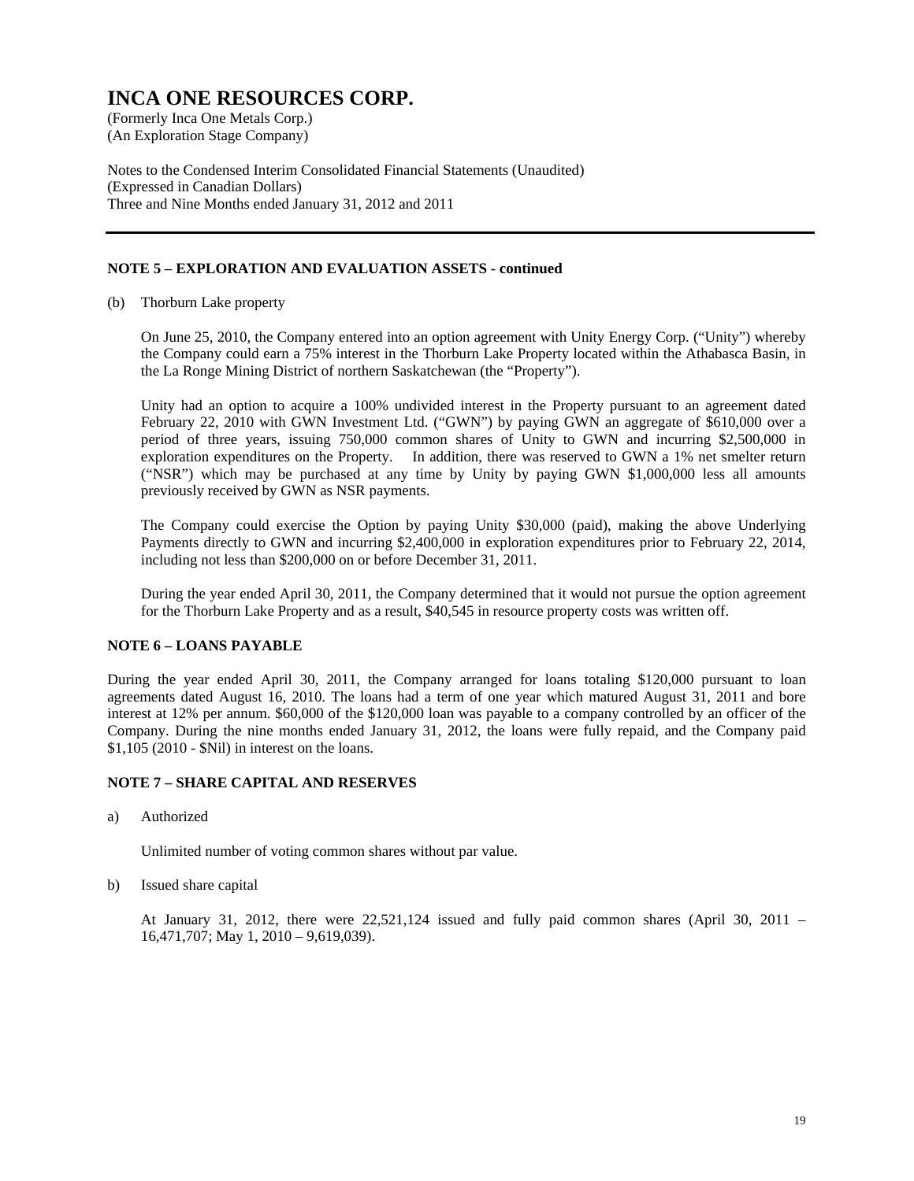# INCA ONE RESOURCES CORP.

(Formerly Inca One Metals Corp.)
(An Exploration Stage Company)

Notes to the Condensed Interim Consolidated Financial Statements (Unaudited)
(Expressed in Canadian Dollars)
Three and Nine Months ended January 31, 2012 and 2011

## NOTE 5 – EXPLORATION AND EVALUATION ASSETS - continued

(b) Thorburn Lake property

On June 25, 2010, the Company entered into an option agreement with Unity Energy Corp. ("Unity") whereby the Company could earn a 75% interest in the Thorburn Lake Property located within the Athabasca Basin, in the La Ronge Mining District of northern Saskatchewan (the "Property").

Unity had an option to acquire a 100% undivided interest in the Property pursuant to an agreement dated February 22, 2010 with GWN Investment Ltd. ("GWN") by paying GWN an aggregate of $610,000 over a period of three years, issuing 750,000 common shares of Unity to GWN and incurring $2,500,000 in exploration expenditures on the Property. In addition, there was reserved to GWN a 1% net smelter return ("NSR") which may be purchased at any time by Unity by paying GWN $1,000,000 less all amounts previously received by GWN as NSR payments.

The Company could exercise the Option by paying Unity $30,000 (paid), making the above Underlying Payments directly to GWN and incurring $2,400,000 in exploration expenditures prior to February 22, 2014, including not less than $200,000 on or before December 31, 2011.

During the year ended April 30, 2011, the Company determined that it would not pursue the option agreement for the Thorburn Lake Property and as a result, $40,545 in resource property costs was written off.

## NOTE 6 – LOANS PAYABLE

During the year ended April 30, 2011, the Company arranged for loans totaling $120,000 pursuant to loan agreements dated August 16, 2010. The loans had a term of one year which matured August 31, 2011 and bore interest at 12% per annum. $60,000 of the $120,000 loan was payable to a company controlled by an officer of the Company. During the nine months ended January 31, 2012, the loans were fully repaid, and the Company paid $1,105 (2010 - $Nil) in interest on the loans.

## NOTE 7 – SHARE CAPITAL AND RESERVES

a) Authorized

Unlimited number of voting common shares without par value.

b) Issued share capital

At January 31, 2012, there were 22,521,124 issued and fully paid common shares (April 30, 2011 – 16,471,707; May 1, 2010 – 9,619,039).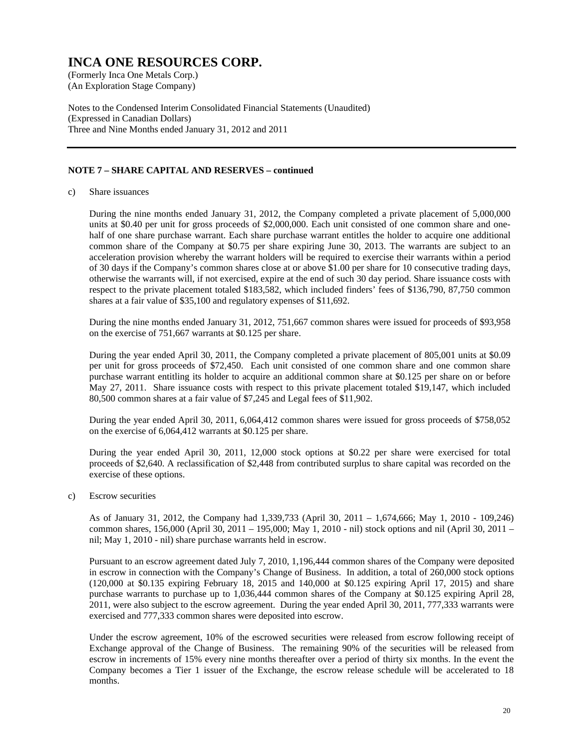**NOTE 7 – SHARE CAPITAL AND RESERVES – continued**

c) Share issuances

During the nine months ended January 31, 2012, the Company completed a private placement of 5,000,000 units at $0.40 per unit for gross proceeds of $2,000,000. Each unit consisted of one common share and one-half of one share purchase warrant. Each share purchase warrant entitles the holder to acquire one additional common share of the Company at $0.75 per share expiring June 30, 2013. The warrants are subject to an acceleration provision whereby the warrant holders will be required to exercise their warrants within a period of 30 days if the Company's common shares close at or above $1.00 per share for 10 consecutive trading days, otherwise the warrants will, if not exercised, expire at the end of such 30 day period. Share issuance costs with respect to the private placement totaled $183,582, which included finders' fees of $136,790, 87,750 common shares at a fair value of $35,100 and regulatory expenses of $11,692.

During the nine months ended January 31, 2012, 751,667 common shares were issued for proceeds of $93,958 on the exercise of 751,667 warrants at $0.125 per share.

During the year ended April 30, 2011, the Company completed a private placement of 805,001 units at $0.09 per unit for gross proceeds of $72,450. Each unit consisted of one common share and one common share purchase warrant entitling its holder to acquire an additional common share at $0.125 per share on or before May 27, 2011. Share issuance costs with respect to this private placement totaled $19,147, which included 80,500 common shares at a fair value of $7,245 and Legal fees of $11,902.

During the year ended April 30, 2011, 6,064,412 common shares were issued for gross proceeds of $758,052 on the exercise of 6,064,412 warrants at $0.125 per share.

During the year ended April 30, 2011, 12,000 stock options at $0.22 per share were exercised for total proceeds of $2,640. A reclassification of $2,448 from contributed surplus to share capital was recorded on the exercise of these options.

c) Escrow securities

As of January 31, 2012, the Company had 1,339,733 (April 30, 2011 – 1,674,666; May 1, 2010 - 109,246) common shares, 156,000 (April 30, 2011 – 195,000; May 1, 2010 - nil) stock options and nil (April 30, 2011 – nil; May 1, 2010 - nil) share purchase warrants held in escrow.

Pursuant to an escrow agreement dated July 7, 2010, 1,196,444 common shares of the Company were deposited in escrow in connection with the Company's Change of Business. In addition, a total of 260,000 stock options (120,000 at $0.135 expiring February 18, 2015 and 140,000 at $0.125 expiring April 17, 2015) and share purchase warrants to purchase up to 1,036,444 common shares of the Company at $0.125 expiring April 28, 2011, were also subject to the escrow agreement. During the year ended April 30, 2011, 777,333 warrants were exercised and 777,333 common shares were deposited into escrow.

Under the escrow agreement, 10% of the escrowed securities were released from escrow following receipt of Exchange approval of the Change of Business. The remaining 90% of the securities will be released from escrow in increments of 15% every nine months thereafter over a period of thirty six months. In the event the Company becomes a Tier 1 issuer of the Exchange, the escrow release schedule will be accelerated to 18 months.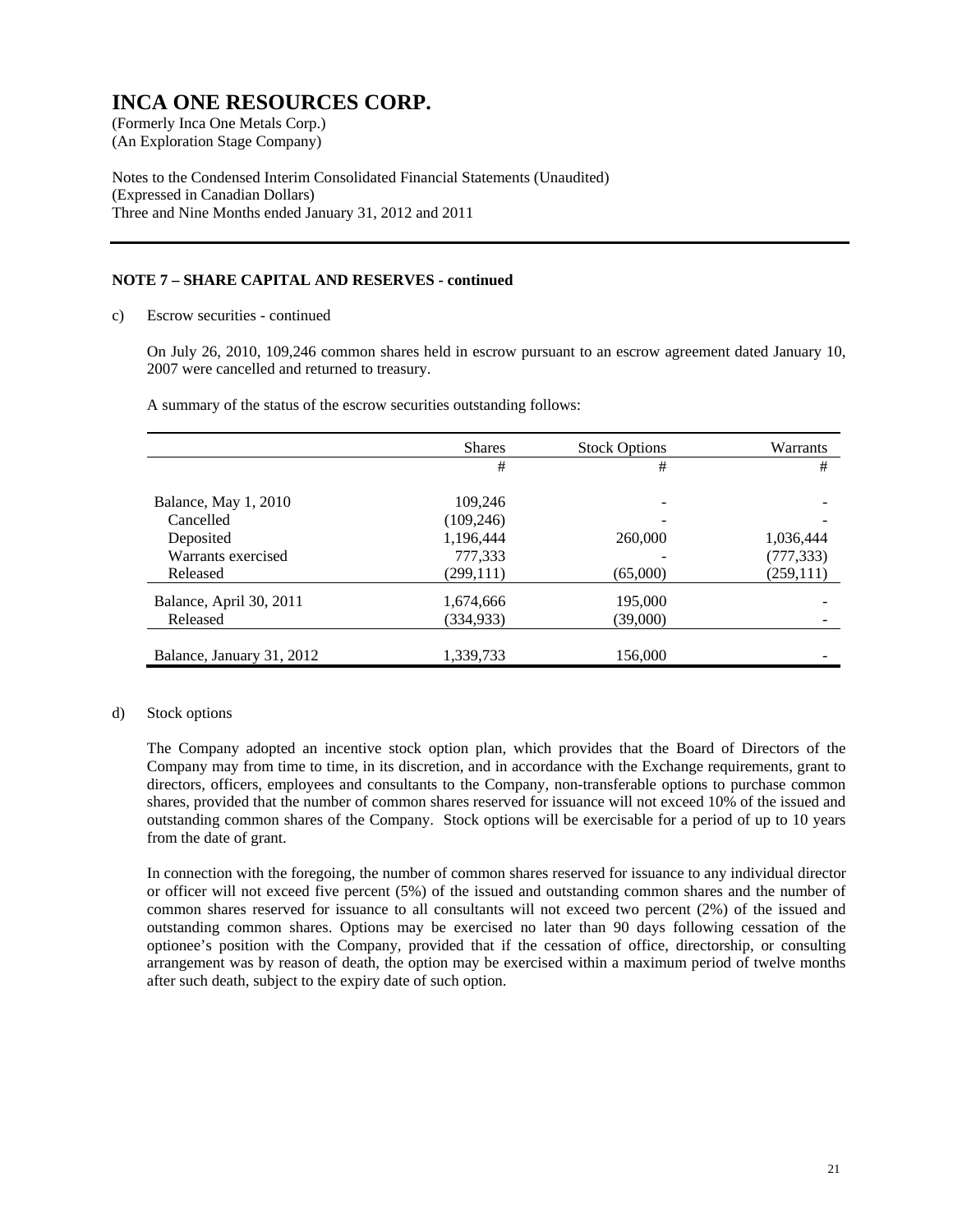# INCA ONE RESOURCES CORP.

(Formerly Inca One Metals Corp.)
(An Exploration Stage Company)

Notes to the Condensed Interim Consolidated Financial Statements (Unaudited)
(Expressed in Canadian Dollars)
Three and Nine Months ended January 31, 2012 and 2011

## NOTE 7 – SHARE CAPITAL AND RESERVES - continued

c) Escrow securities - continued

On July 26, 2010, 109,246 common shares held in escrow pursuant to an escrow agreement dated January 10, 2007 were cancelled and returned to treasury.

A summary of the status of the escrow securities outstanding follows:

| | Shares | Stock Options | Warrants |
|---|---|---|---|
| | # | # | # |
| Balance, May 1, 2010 | 109,246 | - | - |
| Cancelled | (109,246) | - | - |
| Deposited | 1,196,444 | 260,000 | 1,036,444 |
| Warrants exercised | 777,333 | - | (777,333) |
| Released | (299,111) | (65,000) | (259,111) |
| Balance, April 30, 2011 | 1,674,666 | 195,000 | - |
| Released | (334,933) | (39,000) | - |
| Balance, January 31, 2012 | 1,339,733 | 156,000 | - |

d) Stock options

The Company adopted an incentive stock option plan, which provides that the Board of Directors of the Company may from time to time, in its discretion, and in accordance with the Exchange requirements, grant to directors, officers, employees and consultants to the Company, non-transferable options to purchase common shares, provided that the number of common shares reserved for issuance will not exceed 10% of the issued and outstanding common shares of the Company. Stock options will be exercisable for a period of up to 10 years from the date of grant.

In connection with the foregoing, the number of common shares reserved for issuance to any individual director or officer will not exceed five percent (5%) of the issued and outstanding common shares and the number of common shares reserved for issuance to all consultants will not exceed two percent (2%) of the issued and outstanding common shares. Options may be exercised no later than 90 days following cessation of the optionee's position with the Company, provided that if the cessation of office, directorship, or consulting arrangement was by reason of death, the option may be exercised within a maximum period of twelve months after such death, subject to the expiry date of such option.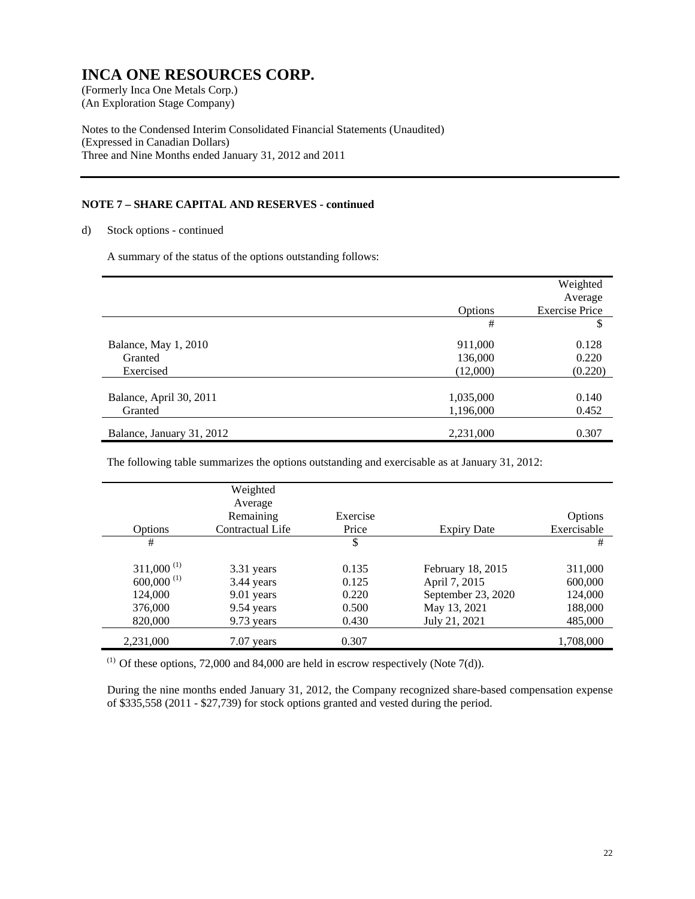# INCA ONE RESOURCES CORP.

(Formerly Inca One Metals Corp.)
(An Exploration Stage Company)

Notes to the Condensed Interim Consolidated Financial Statements (Unaudited)
(Expressed in Canadian Dollars)
Three and Nine Months ended January 31, 2012 and 2011

**NOTE 7 – SHARE CAPITAL AND RESERVES - continued**

d) Stock options - continued

A summary of the status of the options outstanding follows:

| | Options | Weighted Average Exercise Price |
|---|---|---|
| | # | $ |
| Balance, May 1, 2010 | 911,000 | 0.128 |
| Granted | 136,000 | 0.220 |
| Exercised | (12,000) | (0.220) |
| Balance, April 30, 2011 | 1,035,000 | 0.140 |
| Granted | 1,196,000 | 0.452 |
| Balance, January 31, 2012 | 2,231,000 | 0.307 |

The following table summarizes the options outstanding and exercisable as at January 31, 2012:

| Options | Weighted Average Remaining Contractual Life | Exercise Price | Expiry Date | Options Exercisable |
|---|---|---|---|---|
| # | | $ | | # |
| 311,000 (1) | 3.31 years | 0.135 | February 18, 2015 | 311,000 |
| 600,000 (1) | 3.44 years | 0.125 | April 7, 2015 | 600,000 |
| 124,000 | 9.01 years | 0.220 | September 23, 2020 | 124,000 |
| 376,000 | 9.54 years | 0.500 | May 13, 2021 | 188,000 |
| 820,000 | 9.73 years | 0.430 | July 21, 2021 | 485,000 |
| 2,231,000 | 7.07 years | 0.307 | | 1,708,000 |

(1) Of these options, 72,000 and 84,000 are held in escrow respectively (Note 7(d)).

During the nine months ended January 31, 2012, the Company recognized share-based compensation expense of $335,558 (2011 - $27,739) for stock options granted and vested during the period.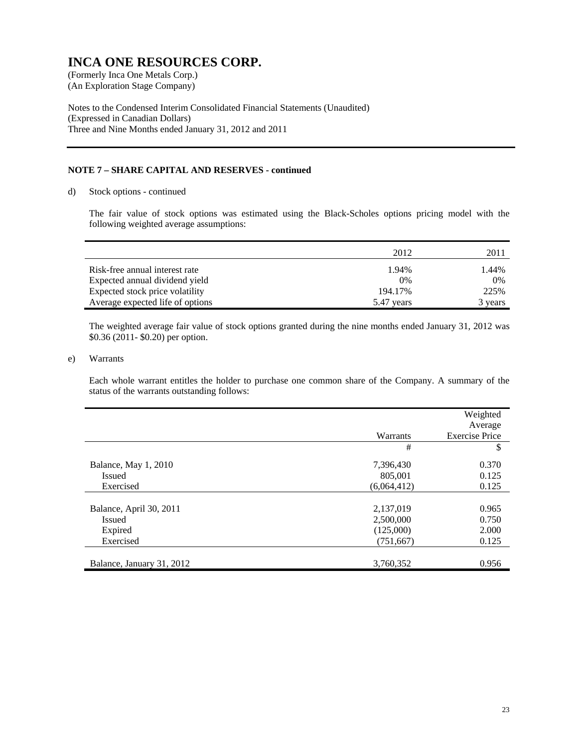# INCA ONE RESOURCES CORP.

(Formerly Inca One Metals Corp.)
(An Exploration Stage Company)

Notes to the Condensed Interim Consolidated Financial Statements (Unaudited)
(Expressed in Canadian Dollars)
Three and Nine Months ended January 31, 2012 and 2011

**NOTE 7 – SHARE CAPITAL AND RESERVES - continued**

d) Stock options - continued

The fair value of stock options was estimated using the Black-Scholes options pricing model with the following weighted average assumptions:

| | 2012 | 2011 |
|---|---|---|
| Risk-free annual interest rate | 1.94% | 1.44% |
| Expected annual dividend yield | 0% | 0% |
| Expected stock price volatility | 194.17% | 225% |
| Average expected life of options | 5.47 years | 3 years |

The weighted average fair value of stock options granted during the nine months ended January 31, 2012 was \$0.36 (2011- \$0.20) per option.

e) Warrants

Each whole warrant entitles the holder to purchase one common share of the Company. A summary of the status of the warrants outstanding follows:

| | Warrants | Weighted Average Exercise Price |
|---|---|---|
| | # | \$ |
| Balance, May 1, 2010 | 7,396,430 | 0.370 |
| Issued | 805,001 | 0.125 |
| Exercised | (6,064,412) | 0.125 |
| Balance, April 30, 2011 | 2,137,019 | 0.965 |
| Issued | 2,500,000 | 0.750 |
| Expired | (125,000) | 2.000 |
| Exercised | (751,667) | 0.125 |
| Balance, January 31, 2012 | 3,760,352 | 0.956 |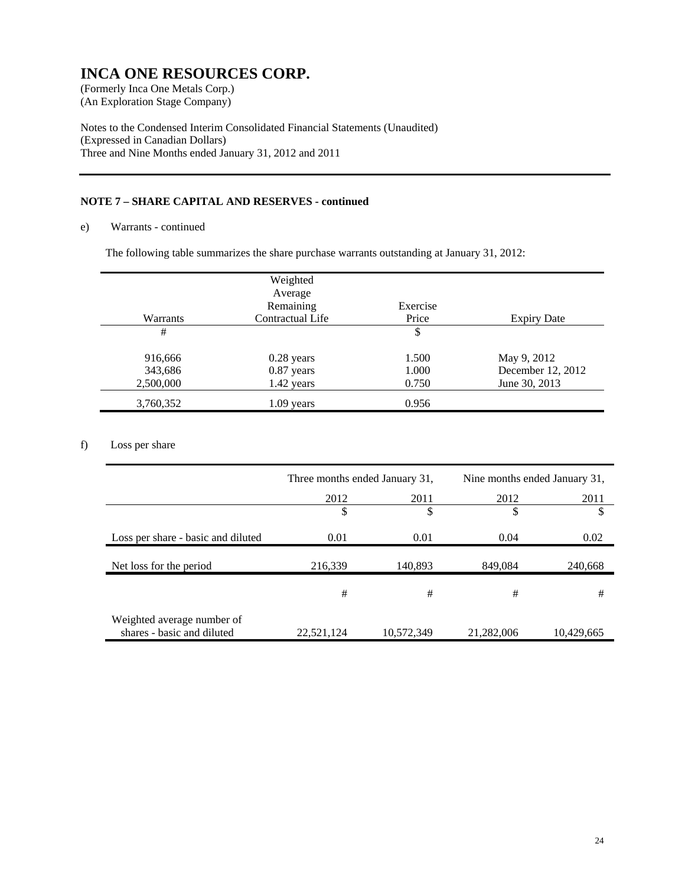# INCA ONE RESOURCES CORP.

(Formerly Inca One Metals Corp.)
(An Exploration Stage Company)

Notes to the Condensed Interim Consolidated Financial Statements (Unaudited)
(Expressed in Canadian Dollars)
Three and Nine Months ended January 31, 2012 and 2011

**NOTE 7 – SHARE CAPITAL AND RESERVES - continued**

e) Warrants - continued

The following table summarizes the share purchase warrants outstanding at January 31, 2012:

| Warrants | Weighted Average Remaining Contractual Life | Exercise Price | Expiry Date |
|---|---|---|---|
| # | | $ | |
| 916,666 | 0.28 years | 1.500 | May 9, 2012 |
| 343,686 | 0.87 years | 1.000 | December 12, 2012 |
| 2,500,000 | 1.42 years | 0.750 | June 30, 2013 |
| 3,760,352 | 1.09 years | 0.956 | |

f) Loss per share

| | Three months ended January 31, | | Nine months ended January 31, | |
|---|---|---|---|---|
| | 2012 | 2011 | 2012 | 2011 |
| | $ | $ | $ | $ |
| Loss per share - basic and diluted | 0.01 | 0.01 | 0.04 | 0.02 |
| Net loss for the period | 216,339 | 140,893 | 849,084 | 240,668 |
| | # | # | # | # |
| Weighted average number of shares - basic and diluted | 22,521,124 | 10,572,349 | 21,282,006 | 10,429,665 |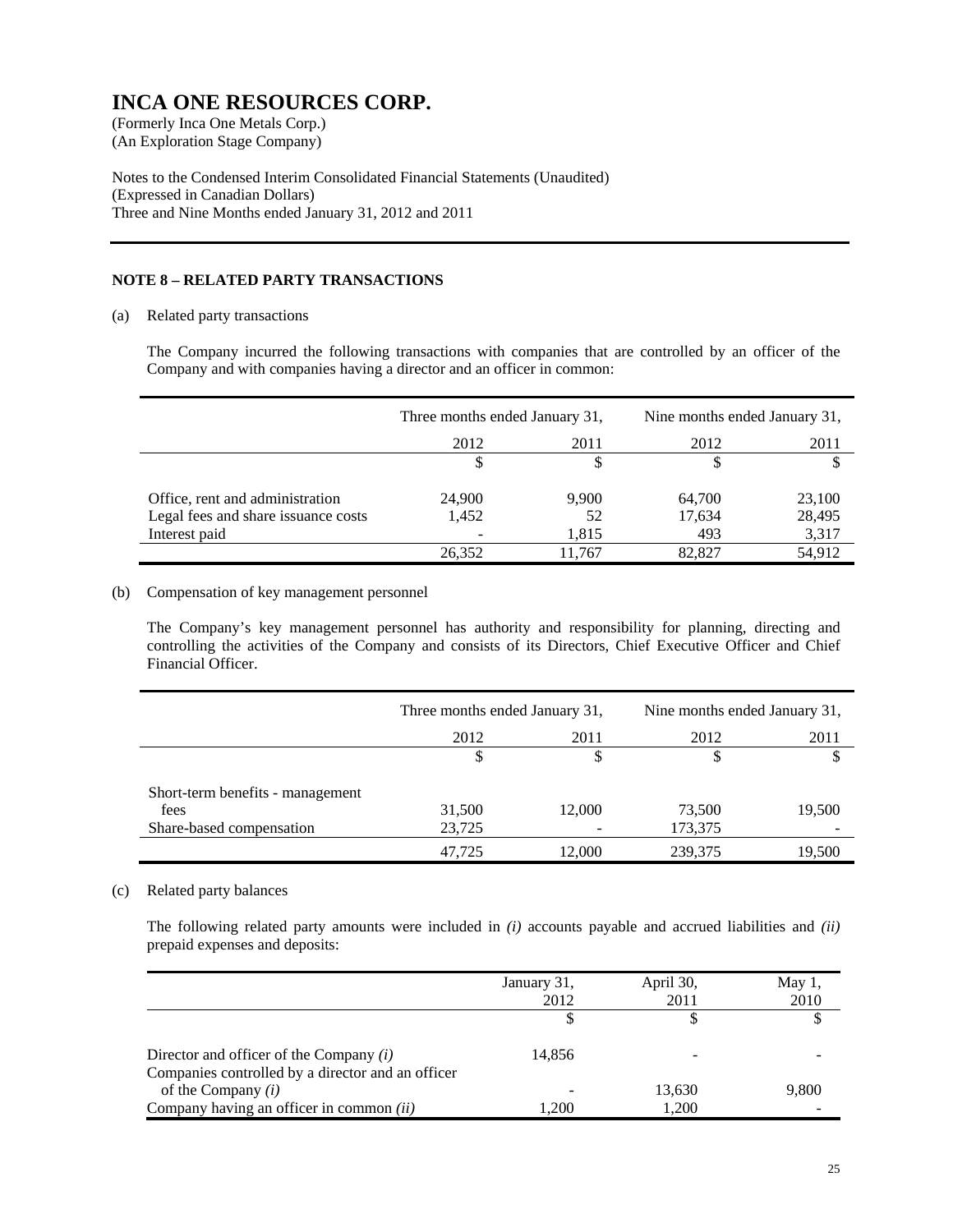# INCA ONE RESOURCES CORP.

(Formerly Inca One Metals Corp.)
(An Exploration Stage Company)

Notes to the Condensed Interim Consolidated Financial Statements (Unaudited)
(Expressed in Canadian Dollars)
Three and Nine Months ended January 31, 2012 and 2011

---

### NOTE 8 – RELATED PARTY TRANSACTIONS

(a) Related party transactions

The Company incurred the following transactions with companies that are controlled by an officer of the Company and with companies having a director and an officer in common:

| | Three months ended January 31, | | Nine months ended January 31, | |
|---|---|---|---|---|
| | 2012 | 2011 | 2012 | 2011 |
| | $ | $ | $ | $ |
| Office, rent and administration | 24,900 | 9,900 | 64,700 | 23,100 |
| Legal fees and share issuance costs | 1,452 | 52 | 17,634 | 28,495 |
| Interest paid | - | 1,815 | 493 | 3,317 |
| | 26,352 | 11,767 | 82,827 | 54,912 |

(b) Compensation of key management personnel

The Company's key management personnel has authority and responsibility for planning, directing and controlling the activities of the Company and consists of its Directors, Chief Executive Officer and Chief Financial Officer.

| | Three months ended January 31, | | Nine months ended January 31, | |
|---|---|---|---|---|
| | 2012 | 2011 | 2012 | 2011 |
| | $ | $ | $ | $ |
| Short-term benefits - management fees | 31,500 | 12,000 | 73,500 | 19,500 |
| Share-based compensation | 23,725 | - | 173,375 | - |
| | 47,725 | 12,000 | 239,375 | 19,500 |

(c) Related party balances

The following related party amounts were included in *(i)* accounts payable and accrued liabilities and *(ii)* prepaid expenses and deposits:

| | January 31, 2012 | April 30, 2011 | May 1, 2010 |
|---|---|---|---|
| | $ | $ | $ |
| Director and officer of the Company *(i)* | 14,856 | - | - |
| Companies controlled by a director and an officer of the Company *(i)* | - | 13,630 | 9,800 |
| Company having an officer in common *(ii)* | 1,200 | 1,200 | - |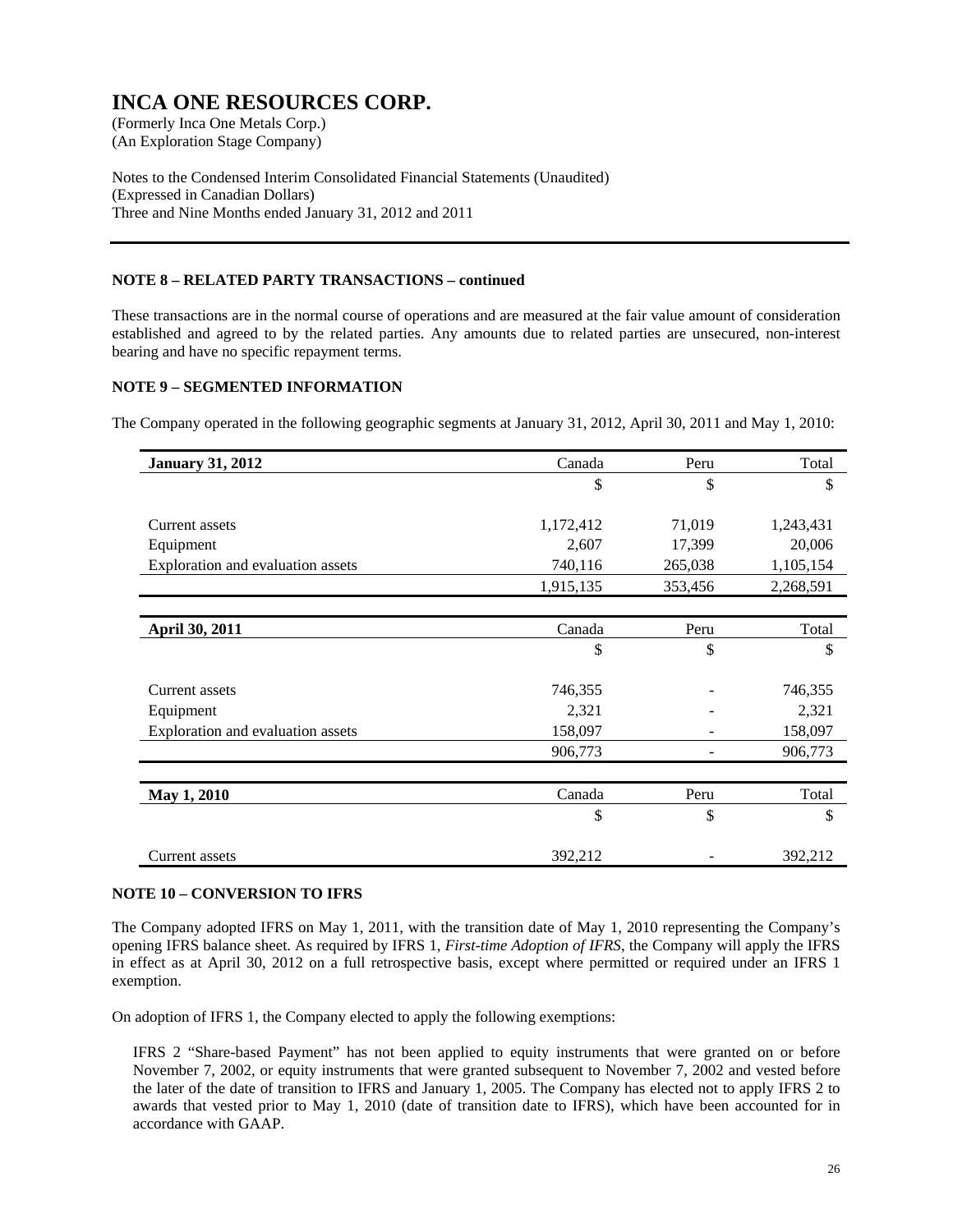# INCA ONE RESOURCES CORP.

(Formerly Inca One Metals Corp.)
(An Exploration Stage Company)

Notes to the Condensed Interim Consolidated Financial Statements (Unaudited)
(Expressed in Canadian Dollars)
Three and Nine Months ended January 31, 2012 and 2011

**NOTE 8 – RELATED PARTY TRANSACTIONS – continued**

These transactions are in the normal course of operations and are measured at the fair value amount of consideration established and agreed to by the related parties. Any amounts due to related parties are unsecured, non-interest bearing and have no specific repayment terms.

**NOTE 9 – SEGMENTED INFORMATION**

The Company operated in the following geographic segments at January 31, 2012, April 30, 2011 and May 1, 2010:

| **January 31, 2012** | Canada | Peru | Total |
|---|---|---|---|
| | $ | $ | $ |
| Current assets | 1,172,412 | 71,019 | 1,243,431 |
| Equipment | 2,607 | 17,399 | 20,006 |
| Exploration and evaluation assets | 740,116 | 265,038 | 1,105,154 |
| | 1,915,135 | 353,456 | 2,268,591 |

| **April 30, 2011** | Canada | Peru | Total |
|---|---|---|---|
| | $ | $ | $ |
| Current assets | 746,355 | - | 746,355 |
| Equipment | 2,321 | - | 2,321 |
| Exploration and evaluation assets | 158,097 | - | 158,097 |
| | 906,773 | - | 906,773 |

| **May 1, 2010** | Canada | Peru | Total |
|---|---|---|---|
| | $ | $ | $ |
| Current assets | 392,212 | - | 392,212 |

**NOTE 10 – CONVERSION TO IFRS**

The Company adopted IFRS on May 1, 2011, with the transition date of May 1, 2010 representing the Company's opening IFRS balance sheet. As required by IFRS 1, *First-time Adoption of IFRS*, the Company will apply the IFRS in effect as at April 30, 2012 on a full retrospective basis, except where permitted or required under an IFRS 1 exemption.

On adoption of IFRS 1, the Company elected to apply the following exemptions:

IFRS 2 "Share-based Payment" has not been applied to equity instruments that were granted on or before November 7, 2002, or equity instruments that were granted subsequent to November 7, 2002 and vested before the later of the date of transition to IFRS and January 1, 2005. The Company has elected not to apply IFRS 2 to awards that vested prior to May 1, 2010 (date of transition date to IFRS), which have been accounted for in accordance with GAAP.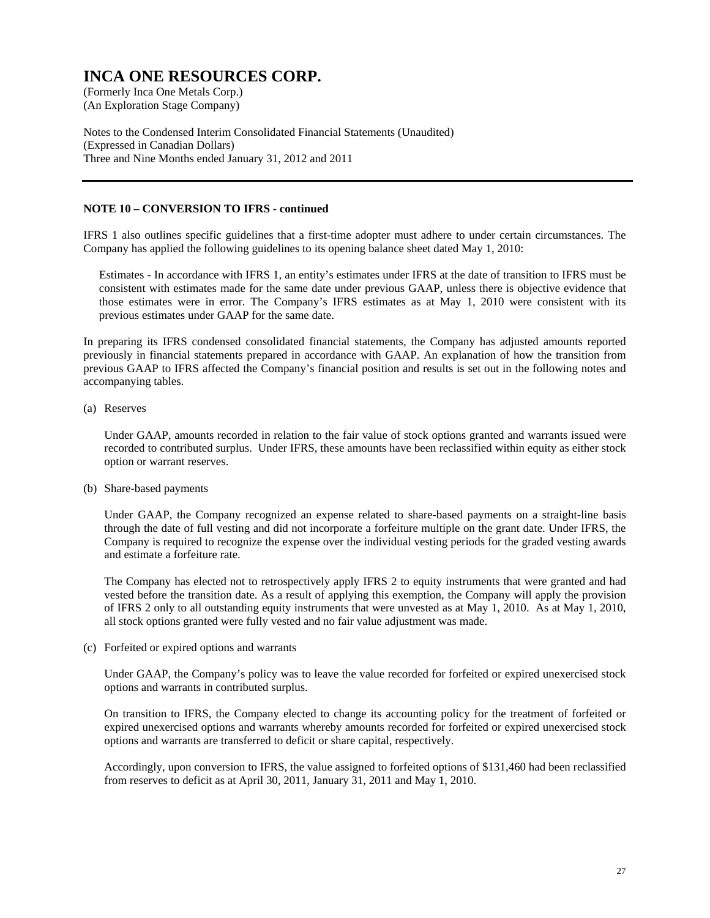# INCA ONE RESOURCES CORP.

(Formerly Inca One Metals Corp.)
(An Exploration Stage Company)

Notes to the Condensed Interim Consolidated Financial Statements (Unaudited)
(Expressed in Canadian Dollars)
Three and Nine Months ended January 31, 2012 and 2011

---

**NOTE 10 – CONVERSION TO IFRS - continued**

IFRS 1 also outlines specific guidelines that a first-time adopter must adhere to under certain circumstances. The Company has applied the following guidelines to its opening balance sheet dated May 1, 2010:

Estimates - In accordance with IFRS 1, an entity's estimates under IFRS at the date of transition to IFRS must be consistent with estimates made for the same date under previous GAAP, unless there is objective evidence that those estimates were in error. The Company's IFRS estimates as at May 1, 2010 were consistent with its previous estimates under GAAP for the same date.

In preparing its IFRS condensed consolidated financial statements, the Company has adjusted amounts reported previously in financial statements prepared in accordance with GAAP. An explanation of how the transition from previous GAAP to IFRS affected the Company's financial position and results is set out in the following notes and accompanying tables.

(a) Reserves

Under GAAP, amounts recorded in relation to the fair value of stock options granted and warrants issued were recorded to contributed surplus. Under IFRS, these amounts have been reclassified within equity as either stock option or warrant reserves.

(b) Share-based payments

Under GAAP, the Company recognized an expense related to share-based payments on a straight-line basis through the date of full vesting and did not incorporate a forfeiture multiple on the grant date. Under IFRS, the Company is required to recognize the expense over the individual vesting periods for the graded vesting awards and estimate a forfeiture rate.

The Company has elected not to retrospectively apply IFRS 2 to equity instruments that were granted and had vested before the transition date. As a result of applying this exemption, the Company will apply the provision of IFRS 2 only to all outstanding equity instruments that were unvested as at May 1, 2010. As at May 1, 2010, all stock options granted were fully vested and no fair value adjustment was made.

(c) Forfeited or expired options and warrants

Under GAAP, the Company's policy was to leave the value recorded for forfeited or expired unexercised stock options and warrants in contributed surplus.

On transition to IFRS, the Company elected to change its accounting policy for the treatment of forfeited or expired unexercised options and warrants whereby amounts recorded for forfeited or expired unexercised stock options and warrants are transferred to deficit or share capital, respectively.

Accordingly, upon conversion to IFRS, the value assigned to forfeited options of $131,460 had been reclassified from reserves to deficit as at April 30, 2011, January 31, 2011 and May 1, 2010.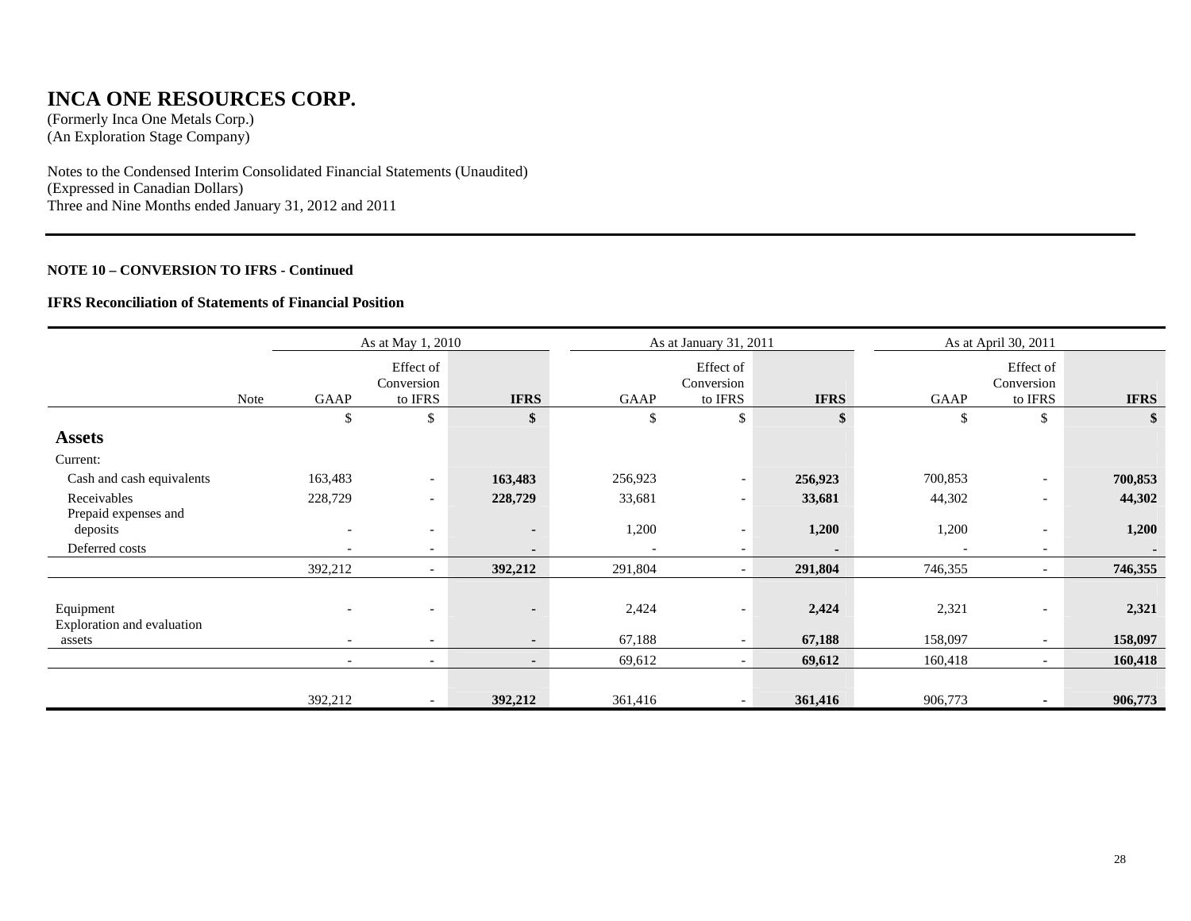# INCA ONE RESOURCES CORP.

(Formerly Inca One Metals Corp.)
(An Exploration Stage Company)

Notes to the Condensed Interim Consolidated Financial Statements (Unaudited)
(Expressed in Canadian Dollars)
Three and Nine Months ended January 31, 2012 and 2011

**NOTE 10 – CONVERSION TO IFRS - Continued**

**IFRS Reconciliation of Statements of Financial Position**

| | | As at May 1, 2010 | | | As at January 31, 2011 | | | As at April 30, 2011 | | |
|---|---|---|---|---|---|---|---|---|---|---|
| | Note | GAAP | Effect of Conversion to IFRS | **IFRS** | GAAP | Effect of Conversion to IFRS | **IFRS** | GAAP | Effect of Conversion to IFRS | **IFRS** |
| | | $ | $ | **$** | $ | $ | **$** | $ | $ | **$** |
| **Assets** | | | | | | | | | | |
| Current: | | | | | | | | | | |
| Cash and cash equivalents | | 163,483 | - | **163,483** | 256,923 | - | **256,923** | 700,853 | - | **700,853** |
| Receivables | | 228,729 | - | **228,729** | 33,681 | - | **33,681** | 44,302 | - | **44,302** |
| Prepaid expenses and deposits | | - | - | **-** | 1,200 | - | **1,200** | 1,200 | - | **1,200** |
| Deferred costs | | - | - | **-** | - | - | **-** | - | - | **-** |
| | | 392,212 | - | **392,212** | 291,804 | - | **291,804** | 746,355 | - | **746,355** |
| Equipment | | - | - | **-** | 2,424 | - | **2,424** | 2,321 | - | **2,321** |
| Exploration and evaluation assets | | - | - | **-** | 67,188 | - | **67,188** | 158,097 | - | **158,097** |
| | | - | - | **-** | 69,612 | - | **69,612** | 160,418 | - | **160,418** |
| | | 392,212 | - | **392,212** | 361,416 | - | **361,416** | 906,773 | **-** | **906,773** |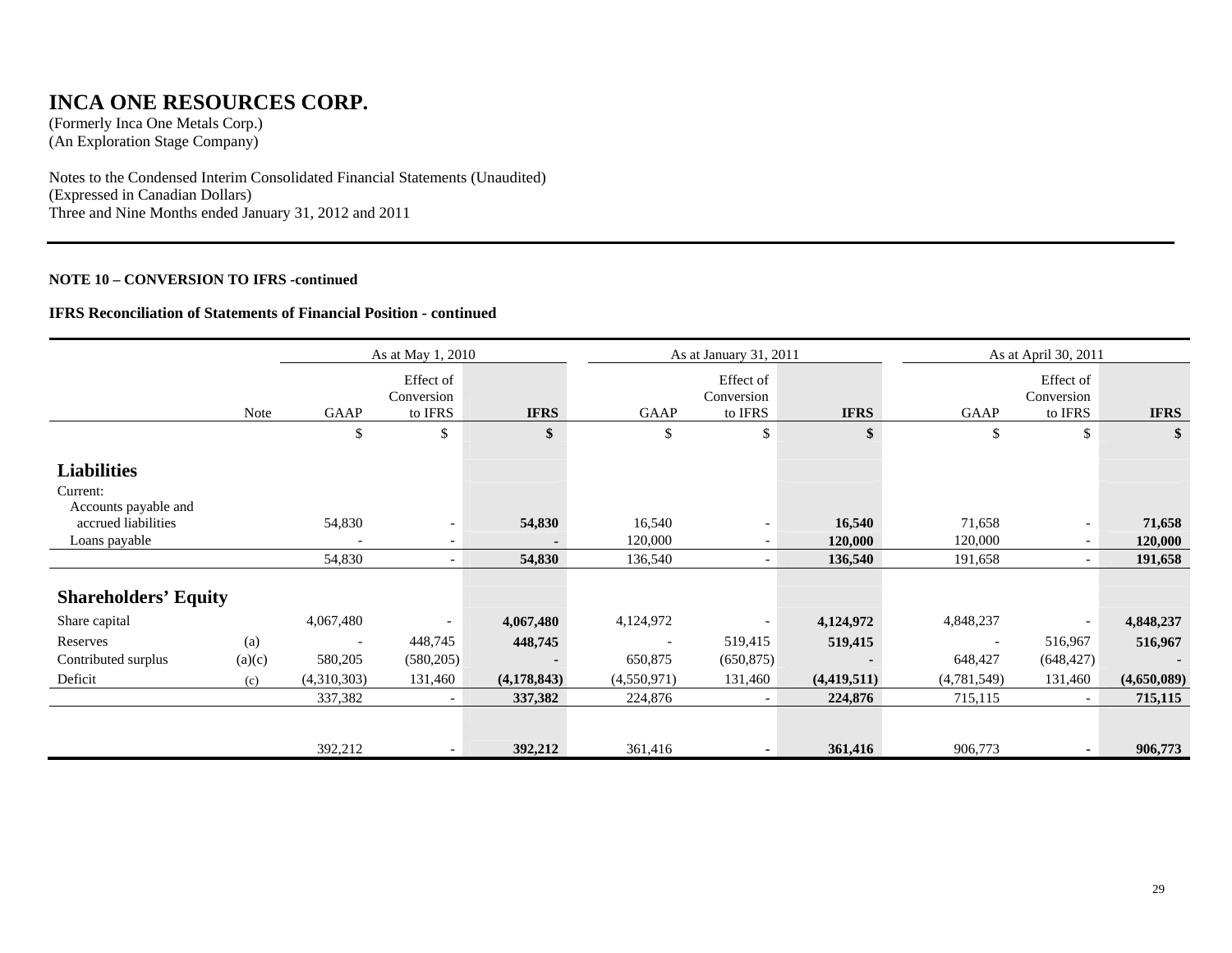# INCA ONE RESOURCES CORP.

(Formerly Inca One Metals Corp.)
(An Exploration Stage Company)

Notes to the Condensed Interim Consolidated Financial Statements (Unaudited)
(Expressed in Canadian Dollars)
Three and Nine Months ended January 31, 2012 and 2011

**NOTE 10 – CONVERSION TO IFRS -continued**

**IFRS Reconciliation of Statements of Financial Position - continued**

| | | As at May 1, 2010 | | | As at January 31, 2011 | | | As at April 30, 2011 | | |
|---|---|---|---|---|---|---|---|---|---|---|
| | Note | GAAP | Effect of Conversion to IFRS | **IFRS** | GAAP | Effect of Conversion to IFRS | **IFRS** | GAAP | Effect of Conversion to IFRS | **IFRS** |
| | | $ | $ | **$** | $ | $ | **$** | $ | $ | **$** |
| **Liabilities** | | | | | | | | | | |
| Current: | | | | | | | | | | |
| Accounts payable and accrued liabilities | | 54,830 | - | **54,830** | 16,540 | - | **16,540** | 71,658 | - | **71,658** |
| Loans payable | | - | - | **-** | 120,000 | - | **120,000** | 120,000 | - | **120,000** |
| | | 54,830 | - | **54,830** | 136,540 | - | **136,540** | 191,658 | - | **191,658** |
| **Shareholders' Equity** | | | | | | | | | | |
| Share capital | | 4,067,480 | - | **4,067,480** | 4,124,972 | - | **4,124,972** | 4,848,237 | - | **4,848,237** |
| Reserves | (a) | - | 448,745 | **448,745** | - | 519,415 | **519,415** | - | 516,967 | **516,967** |
| Contributed surplus | (a)(c) | 580,205 | (580,205) | **-** | 650,875 | (650,875) | **-** | 648,427 | (648,427) | **-** |
| Deficit | (c) | (4,310,303) | 131,460 | **(4,178,843)** | (4,550,971) | 131,460 | **(4,419,511)** | (4,781,549) | 131,460 | **(4,650,089)** |
| | | 337,382 | - | **337,382** | 224,876 | - | **224,876** | 715,115 | - | **715,115** |
| | | 392,212 | - | **392,212** | 361,416 | - | **361,416** | 906,773 | - | **906,773** |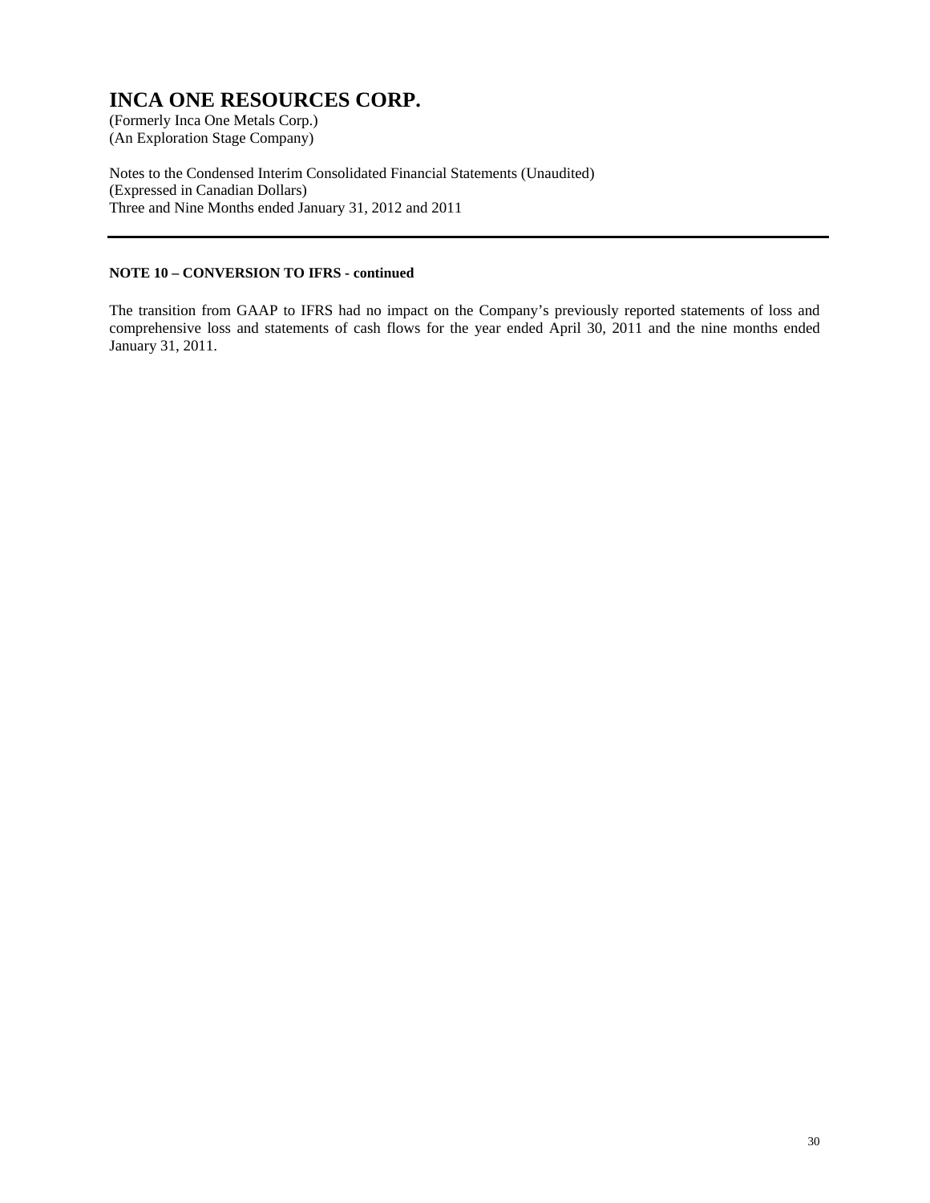**NOTE 10 – CONVERSION TO IFRS - continued**

The transition from GAAP to IFRS had no impact on the Company's previously reported statements of loss and comprehensive loss and statements of cash flows for the year ended April 30, 2011 and the nine months ended January 31, 2011.